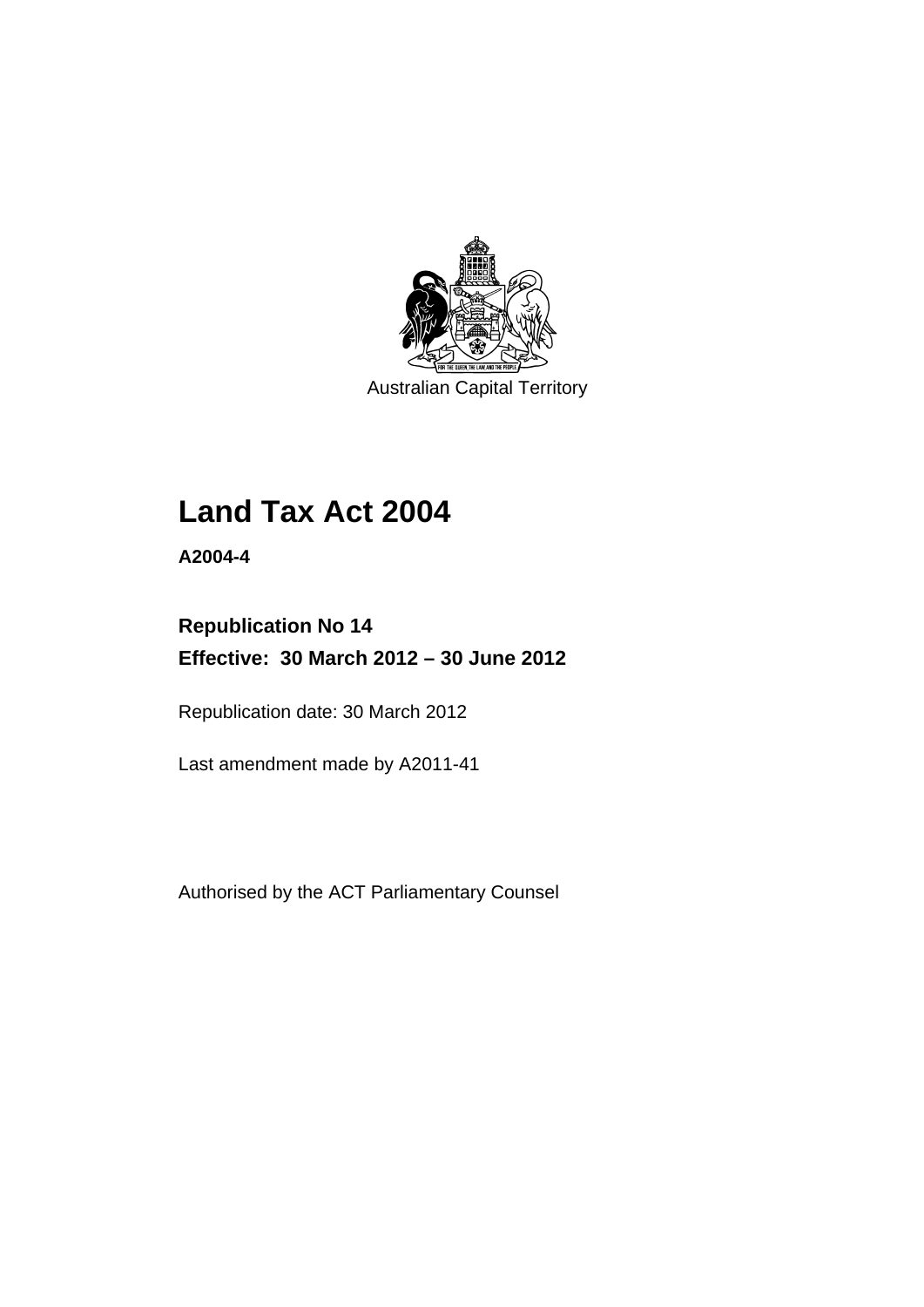Australian Capital Territory

# Land Tax Act 2004

**A2004-4**

## Republication No 14

## Effective: 30 March 2012 – 30 June 2012

Republication date: 30 March 2012

Last amendment made by A2011-41

Authorised by the ACT Parliamentary Counsel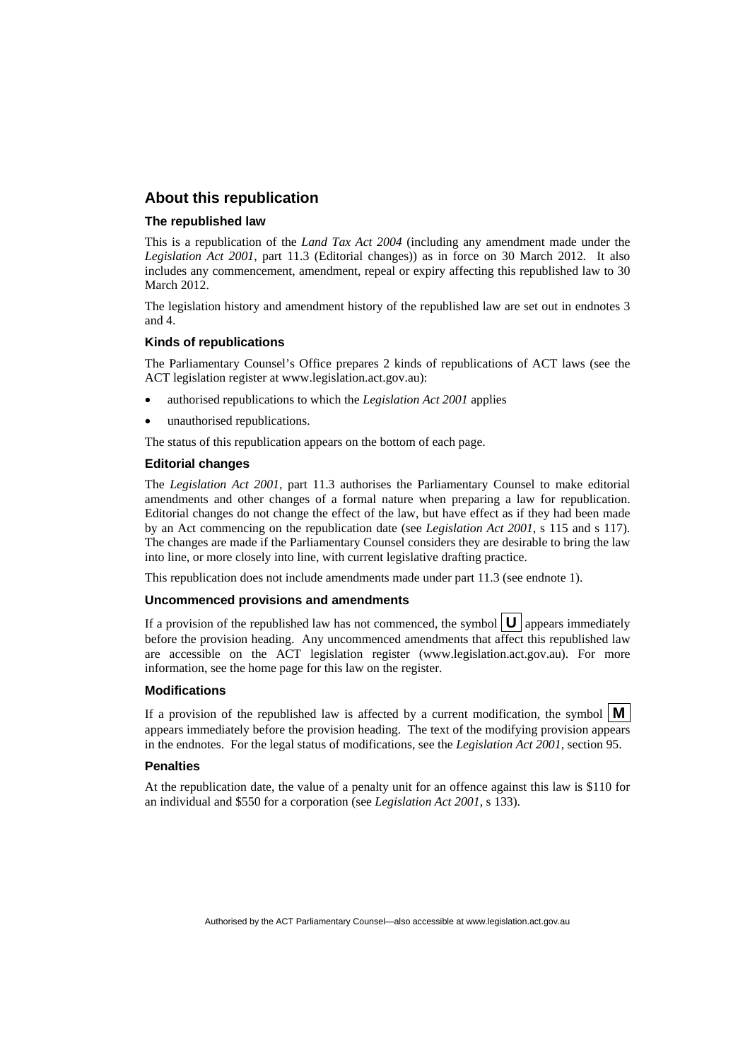## About this republication

### The republished law

This is a republication of the *Land Tax Act 2004* (including any amendment made under the *Legislation Act 2001*, part 11.3 (Editorial changes)) as in force on 30 March 2012. It also includes any commencement, amendment, repeal or expiry affecting this republished law to 30 March 2012.

The legislation history and amendment history of the republished law are set out in endnotes 3 and 4.

### Kinds of republications

The Parliamentary Counsel's Office prepares 2 kinds of republications of ACT laws (see the ACT legislation register at www.legislation.act.gov.au):

- authorised republications to which the *Legislation Act 2001* applies
- unauthorised republications.

The status of this republication appears on the bottom of each page.

### Editorial changes

The *Legislation Act 2001*, part 11.3 authorises the Parliamentary Counsel to make editorial amendments and other changes of a formal nature when preparing a law for republication. Editorial changes do not change the effect of the law, but have effect as if they had been made by an Act commencing on the republication date (see *Legislation Act 2001*, s 115 and s 117). The changes are made if the Parliamentary Counsel considers they are desirable to bring the law into line, or more closely into line, with current legislative drafting practice.

This republication does not include amendments made under part 11.3 (see endnote 1).

### Uncommenced provisions and amendments

If a provision of the republished law has not commenced, the symbol **U** appears immediately before the provision heading. Any uncommenced amendments that affect this republished law are accessible on the ACT legislation register (www.legislation.act.gov.au). For more information, see the home page for this law on the register.

### Modifications

If a provision of the republished law is affected by a current modification, the symbol **M** appears immediately before the provision heading. The text of the modifying provision appears in the endnotes. For the legal status of modifications, see the *Legislation Act 2001*, section 95.

### Penalties

At the republication date, the value of a penalty unit for an offence against this law is $110 for an individual and $550 for a corporation (see *Legislation Act 2001*, s 133).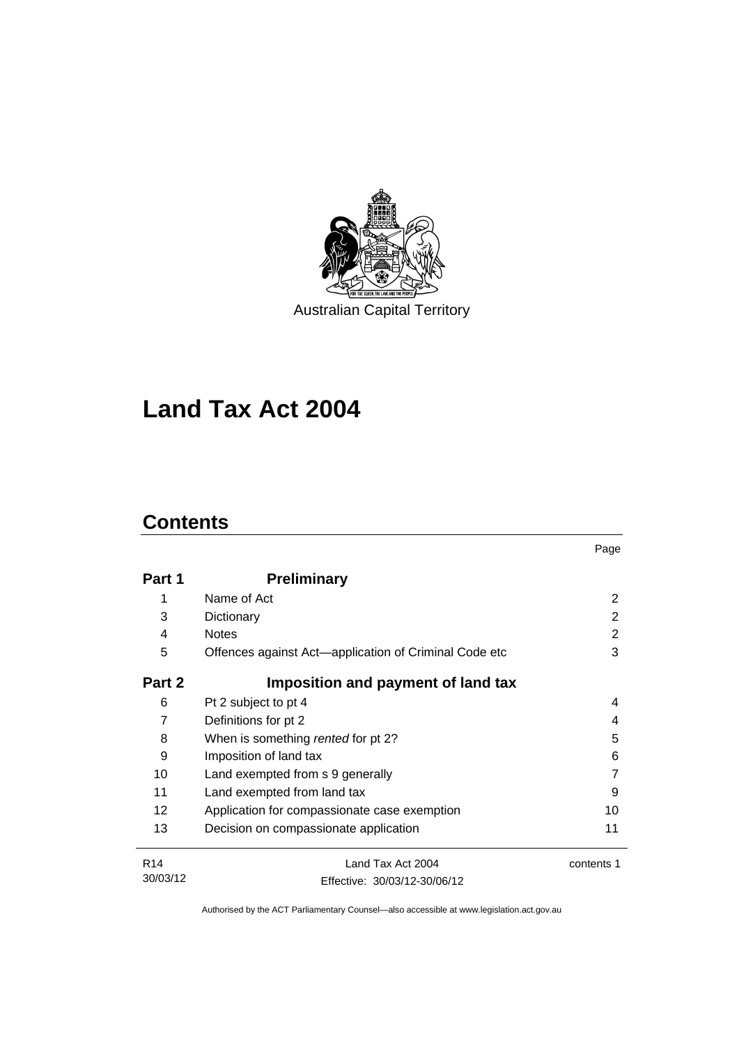Australian Capital Territory

# Land Tax Act 2004

## Contents

| | | Page |
|---|---|---|
| **Part 1** | **Preliminary** | |
| 1 | Name of Act | 2 |
| 3 | Dictionary | 2 |
| 4 | Notes | 2 |
| 5 | Offences against Act—application of Criminal Code etc | 3 |
| **Part 2** | **Imposition and payment of land tax** | |
| 6 | Pt 2 subject to pt 4 | 4 |
| 7 | Definitions for pt 2 | 4 |
| 8 | When is something *rented* for pt 2? | 5 |
| 9 | Imposition of land tax | 6 |
| 10 | Land exempted from s 9 generally | 7 |
| 11 | Land exempted from land tax | 9 |
| 12 | Application for compassionate case exemption | 10 |
| 13 | Decision on compassionate application | 11 |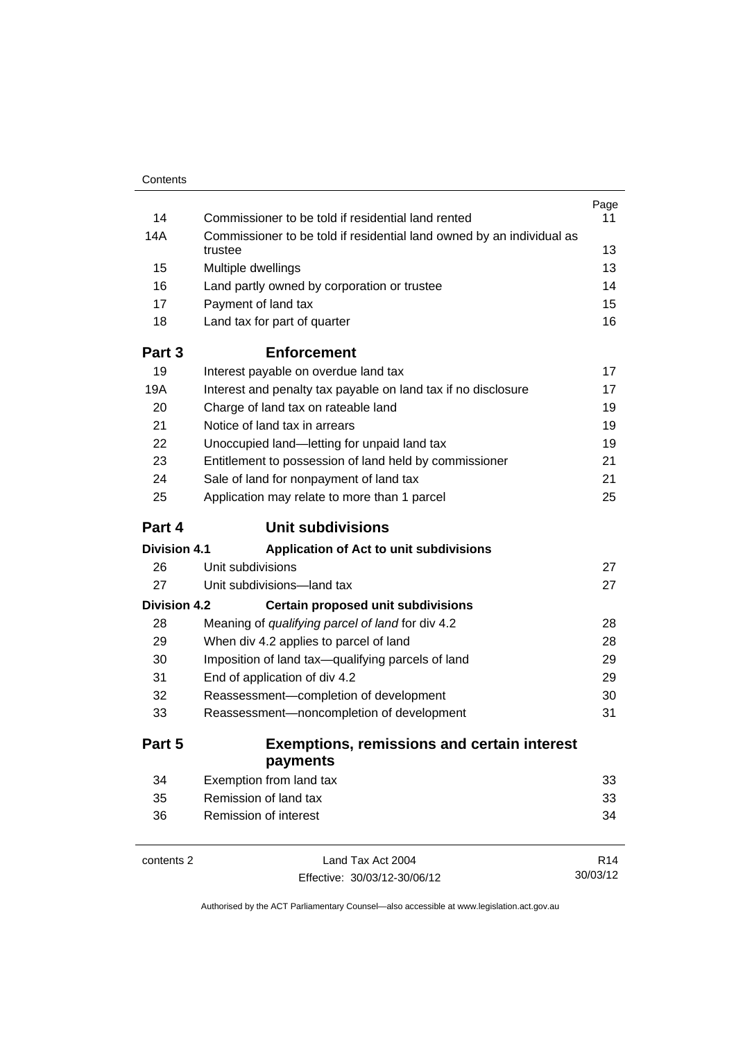| | | Page |
|---|---|---|
| 14 | Commissioner to be told if residential land rented | 11 |
| 14A | Commissioner to be told if residential land owned by an individual as trustee | 13 |
| 15 | Multiple dwellings | 13 |
| 16 | Land partly owned by corporation or trustee | 14 |
| 17 | Payment of land tax | 15 |
| 18 | Land tax for part of quarter | 16 |
| **Part 3** | **Enforcement** | |
| 19 | Interest payable on overdue land tax | 17 |
| 19A | Interest and penalty tax payable on land tax if no disclosure | 17 |
| 20 | Charge of land tax on rateable land | 19 |
| 21 | Notice of land tax in arrears | 19 |
| 22 | Unoccupied land—letting for unpaid land tax | 19 |
| 23 | Entitlement to possession of land held by commissioner | 21 |
| 24 | Sale of land for nonpayment of land tax | 21 |
| 25 | Application may relate to more than 1 parcel | 25 |
| **Part 4** | **Unit subdivisions** | |
| **Division 4.1** | **Application of Act to unit subdivisions** | |
| 26 | Unit subdivisions | 27 |
| 27 | Unit subdivisions—land tax | 27 |
| **Division 4.2** | **Certain proposed unit subdivisions** | |
| 28 | Meaning of *qualifying parcel of land* for div 4.2 | 28 |
| 29 | When div 4.2 applies to parcel of land | 28 |
| 30 | Imposition of land tax—qualifying parcels of land | 29 |
| 31 | End of application of div 4.2 | 29 |
| 32 | Reassessment—completion of development | 30 |
| 33 | Reassessment—noncompletion of development | 31 |
| **Part 5** | **Exemptions, remissions and certain interest payments** | |
| 34 | Exemption from land tax | 33 |
| 35 | Remission of land tax | 33 |
| 36 | Remission of interest | 34 |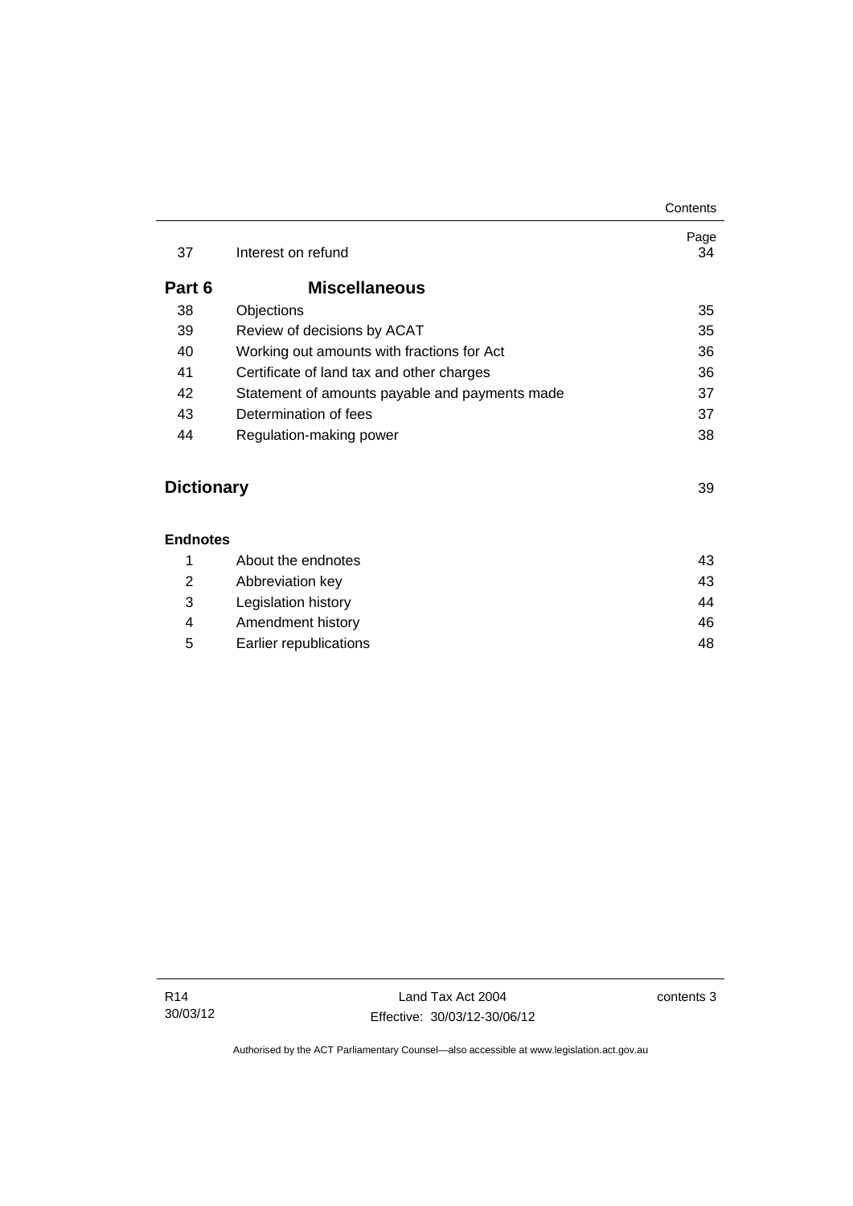| | | Page |
|---|---|---|
| 37 | Interest on refund | 34 |
| **Part 6** | **Miscellaneous** | |
| 38 | Objections | 35 |
| 39 | Review of decisions by ACAT | 35 |
| 40 | Working out amounts with fractions for Act | 36 |
| 41 | Certificate of land tax and other charges | 36 |
| 42 | Statement of amounts payable and payments made | 37 |
| 43 | Determination of fees | 37 |
| 44 | Regulation-making power | 38 |
| **Dictionary** | | 39 |
| **Endnotes** | | |
| 1 | About the endnotes | 43 |
| 2 | Abbreviation key | 43 |
| 3 | Legislation history | 44 |
| 4 | Amendment history | 46 |
| 5 | Earlier republications | 48 |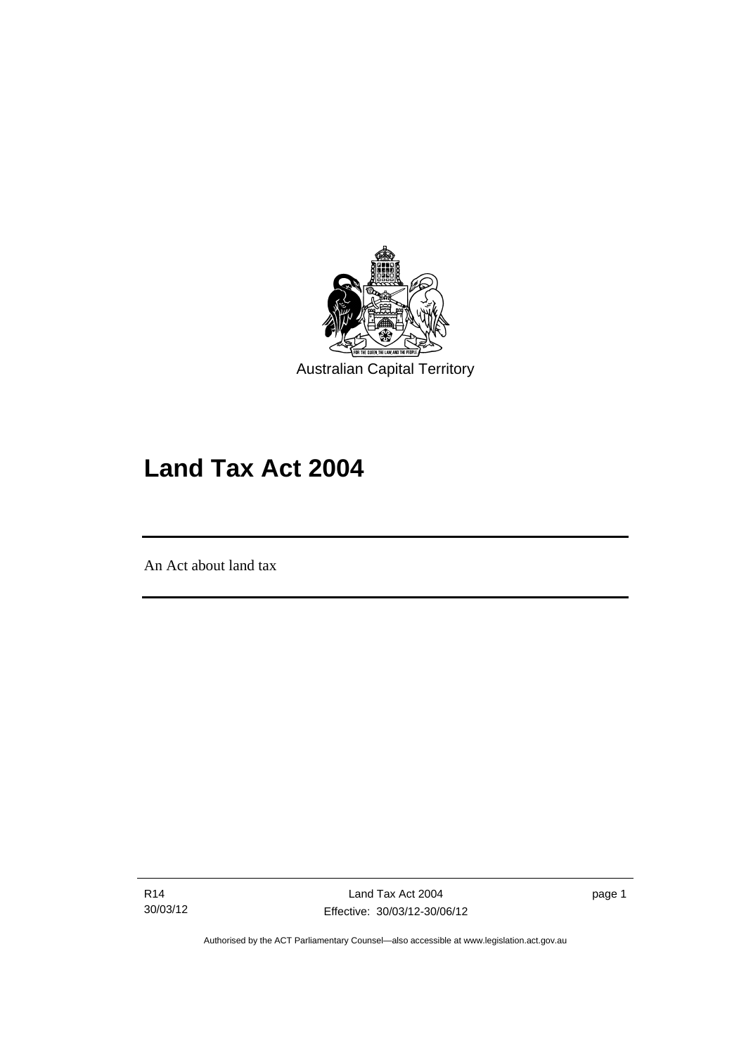Australian Capital Territory

# Land Tax Act 2004

An Act about land tax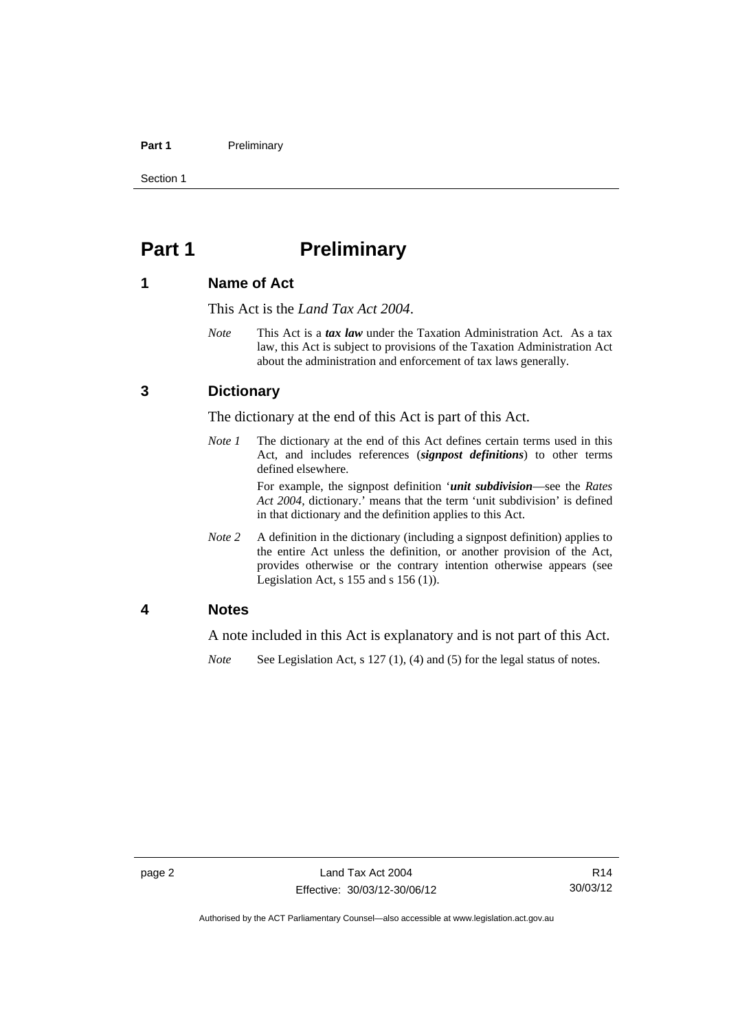# Part 1 Preliminary

## 1 Name of Act

This Act is the *Land Tax Act 2004*.

*Note* This Act is a ***tax law*** under the Taxation Administration Act. As a tax law, this Act is subject to provisions of the Taxation Administration Act about the administration and enforcement of tax laws generally.

## 3 Dictionary

The dictionary at the end of this Act is part of this Act.

*Note 1* The dictionary at the end of this Act defines certain terms used in this Act, and includes references (***signpost definitions***) to other terms defined elsewhere.

For example, the signpost definition '***unit subdivision***—see the *Rates Act 2004*, dictionary.' means that the term 'unit subdivision' is defined in that dictionary and the definition applies to this Act.

*Note 2* A definition in the dictionary (including a signpost definition) applies to the entire Act unless the definition, or another provision of the Act, provides otherwise or the contrary intention otherwise appears (see Legislation Act, s 155 and s 156 (1)).

## 4 Notes

A note included in this Act is explanatory and is not part of this Act.

*Note* See Legislation Act, s 127 (1), (4) and (5) for the legal status of notes.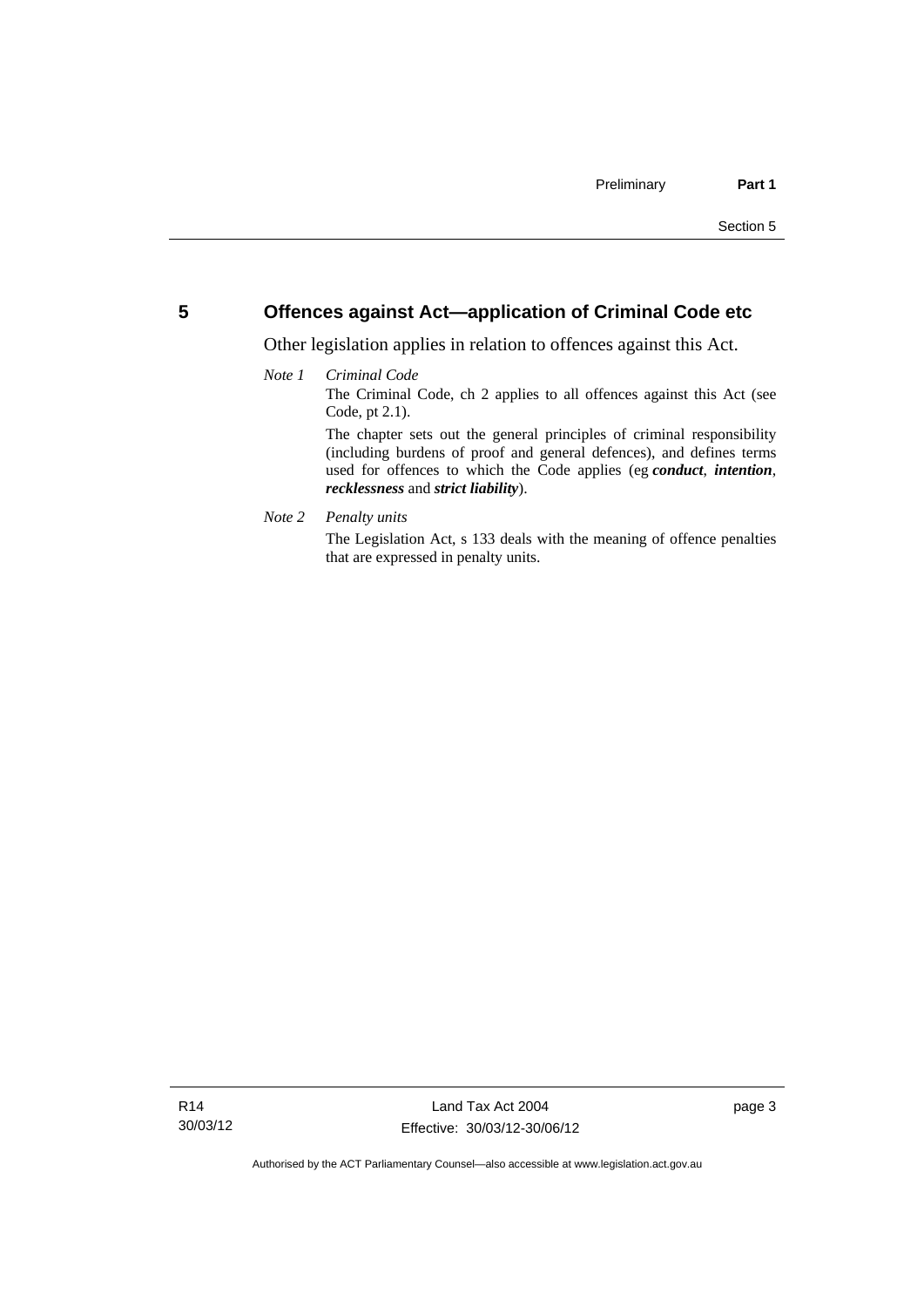## 5 Offences against Act—application of Criminal Code etc

Other legislation applies in relation to offences against this Act.

*Note 1* *Criminal Code*

The Criminal Code, ch 2 applies to all offences against this Act (see Code, pt 2.1).

The chapter sets out the general principles of criminal responsibility (including burdens of proof and general defences), and defines terms used for offences to which the Code applies (eg ***conduct***, ***intention***, ***recklessness*** and ***strict liability***).

*Note 2* *Penalty units*

The Legislation Act, s 133 deals with the meaning of offence penalties that are expressed in penalty units.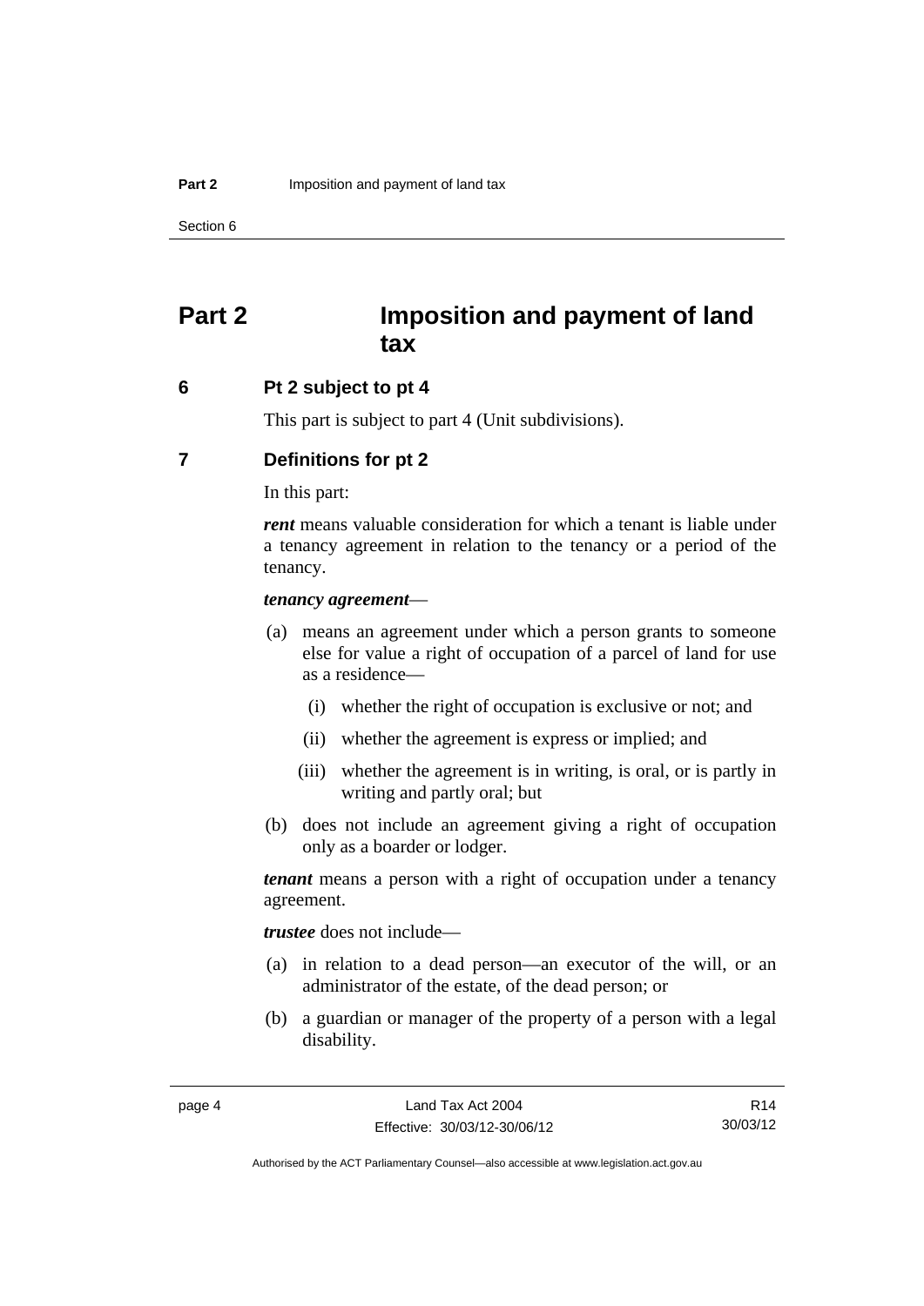# Part 2 Imposition and payment of land tax

## 6 Pt 2 subject to pt 4

This part is subject to part 4 (Unit subdivisions).

## 7 Definitions for pt 2

In this part:

***rent*** means valuable consideration for which a tenant is liable under a tenancy agreement in relation to the tenancy or a period of the tenancy.

***tenancy agreement***—

(a) means an agreement under which a person grants to someone else for value a right of occupation of a parcel of land for use as a residence—

  (i) whether the right of occupation is exclusive or not; and

  (ii) whether the agreement is express or implied; and

  (iii) whether the agreement is in writing, is oral, or is partly in writing and partly oral; but

(b) does not include an agreement giving a right of occupation only as a boarder or lodger.

***tenant*** means a person with a right of occupation under a tenancy agreement.

***trustee*** does not include—

(a) in relation to a dead person—an executor of the will, or an administrator of the estate, of the dead person; or

(b) a guardian or manager of the property of a person with a legal disability.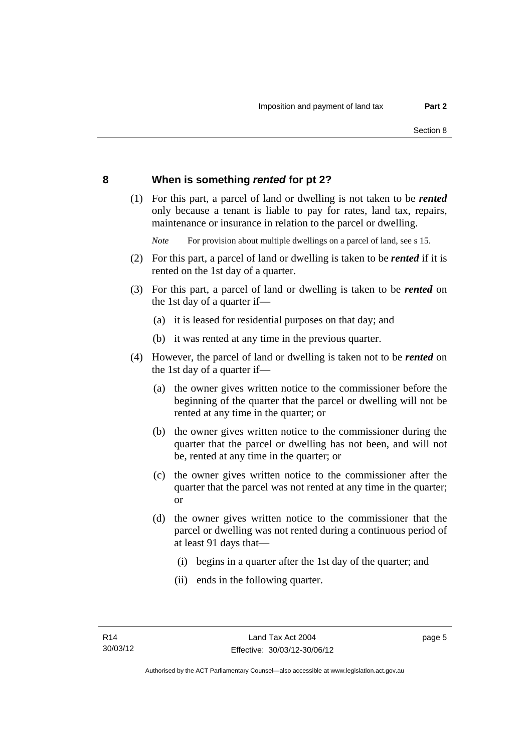## 8 When is something ***rented*** for pt 2?

(1) For this part, a parcel of land or dwelling is not taken to be ***rented*** only because a tenant is liable to pay for rates, land tax, repairs, maintenance or insurance in relation to the parcel or dwelling.

*Note* For provision about multiple dwellings on a parcel of land, see s 15.

(2) For this part, a parcel of land or dwelling is taken to be ***rented*** if it is rented on the 1st day of a quarter.

(3) For this part, a parcel of land or dwelling is taken to be ***rented*** on the 1st day of a quarter if—

(a) it is leased for residential purposes on that day; and

(b) it was rented at any time in the previous quarter.

(4) However, the parcel of land or dwelling is taken not to be ***rented*** on the 1st day of a quarter if—

(a) the owner gives written notice to the commissioner before the beginning of the quarter that the parcel or dwelling will not be rented at any time in the quarter; or

(b) the owner gives written notice to the commissioner during the quarter that the parcel or dwelling has not been, and will not be, rented at any time in the quarter; or

(c) the owner gives written notice to the commissioner after the quarter that the parcel was not rented at any time in the quarter; or

(d) the owner gives written notice to the commissioner that the parcel or dwelling was not rented during a continuous period of at least 91 days that—

(i) begins in a quarter after the 1st day of the quarter; and

(ii) ends in the following quarter.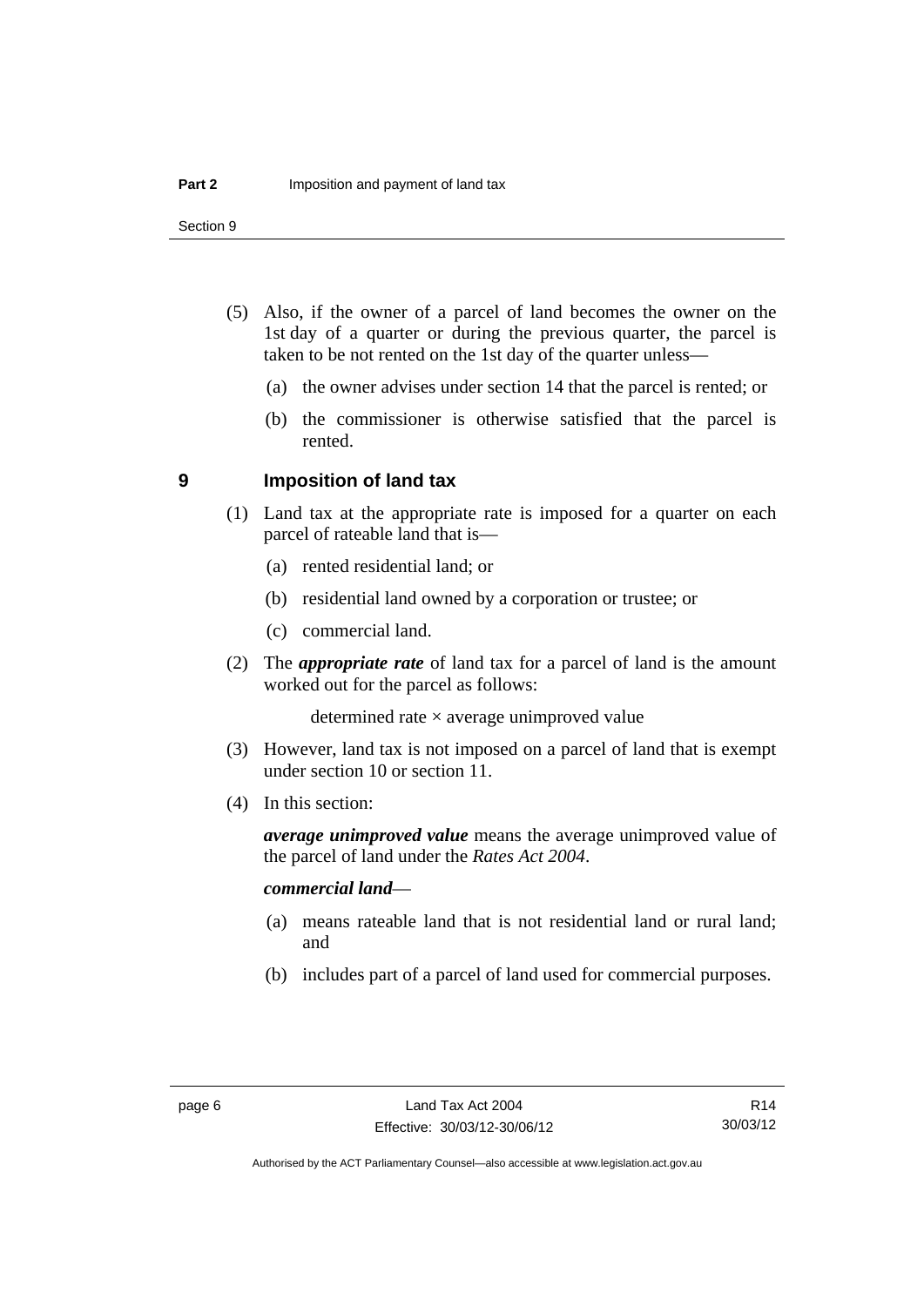(5) Also, if the owner of a parcel of land becomes the owner on the 1st day of a quarter or during the previous quarter, the parcel is taken to be not rented on the 1st day of the quarter unless—

(a) the owner advises under section 14 that the parcel is rented; or

(b) the commissioner is otherwise satisfied that the parcel is rented.

## 9 Imposition of land tax

(1) Land tax at the appropriate rate is imposed for a quarter on each parcel of rateable land that is—

(a) rented residential land; or

(b) residential land owned by a corporation or trustee; or

(c) commercial land.

(2) The ***appropriate rate*** of land tax for a parcel of land is the amount worked out for the parcel as follows:

determined rate × average unimproved value

(3) However, land tax is not imposed on a parcel of land that is exempt under section 10 or section 11.

(4) In this section:

***average unimproved value*** means the average unimproved value of the parcel of land under the *Rates Act 2004*.

***commercial land***—

(a) means rateable land that is not residential land or rural land; and

(b) includes part of a parcel of land used for commercial purposes.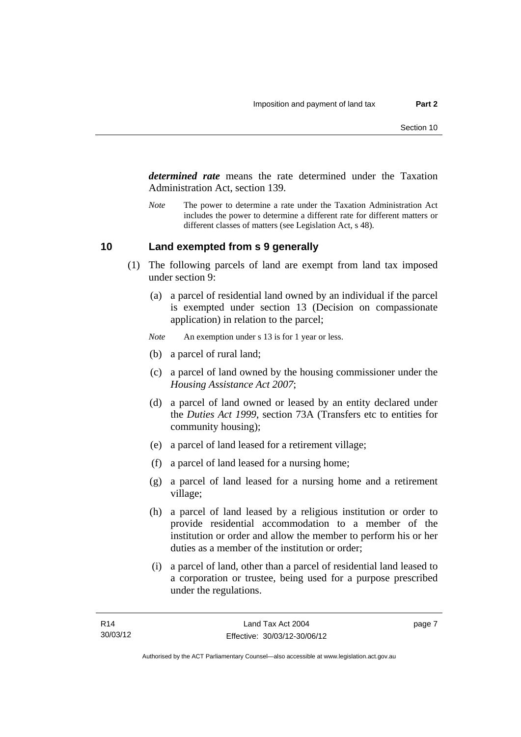***determined rate*** means the rate determined under the Taxation Administration Act, section 139.

*Note* The power to determine a rate under the Taxation Administration Act includes the power to determine a different rate for different matters or different classes of matters (see Legislation Act, s 48).

## 10 Land exempted from s 9 generally

(1) The following parcels of land are exempt from land tax imposed under section 9:

(a) a parcel of residential land owned by an individual if the parcel is exempted under section 13 (Decision on compassionate application) in relation to the parcel;

*Note* An exemption under s 13 is for 1 year or less.

(b) a parcel of rural land;

(c) a parcel of land owned by the housing commissioner under the *Housing Assistance Act 2007*;

(d) a parcel of land owned or leased by an entity declared under the *Duties Act 1999*, section 73A (Transfers etc to entities for community housing);

(e) a parcel of land leased for a retirement village;

(f) a parcel of land leased for a nursing home;

(g) a parcel of land leased for a nursing home and a retirement village;

(h) a parcel of land leased by a religious institution or order to provide residential accommodation to a member of the institution or order and allow the member to perform his or her duties as a member of the institution or order;

(i) a parcel of land, other than a parcel of residential land leased to a corporation or trustee, being used for a purpose prescribed under the regulations.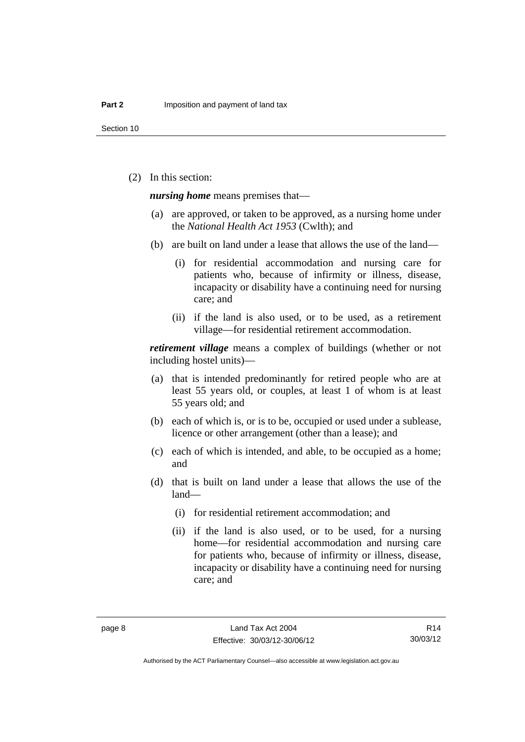(2) In this section:

***nursing home*** means premises that—

(a) are approved, or taken to be approved, as a nursing home under the *National Health Act 1953* (Cwlth); and

(b) are built on land under a lease that allows the use of the land—

(i) for residential accommodation and nursing care for patients who, because of infirmity or illness, disease, incapacity or disability have a continuing need for nursing care; and

(ii) if the land is also used, or to be used, as a retirement village—for residential retirement accommodation.

***retirement village*** means a complex of buildings (whether or not including hostel units)—

(a) that is intended predominantly for retired people who are at least 55 years old, or couples, at least 1 of whom is at least 55 years old; and

(b) each of which is, or is to be, occupied or used under a sublease, licence or other arrangement (other than a lease); and

(c) each of which is intended, and able, to be occupied as a home; and

(d) that is built on land under a lease that allows the use of the land—

(i) for residential retirement accommodation; and

(ii) if the land is also used, or to be used, for a nursing home—for residential accommodation and nursing care for patients who, because of infirmity or illness, disease, incapacity or disability have a continuing need for nursing care; and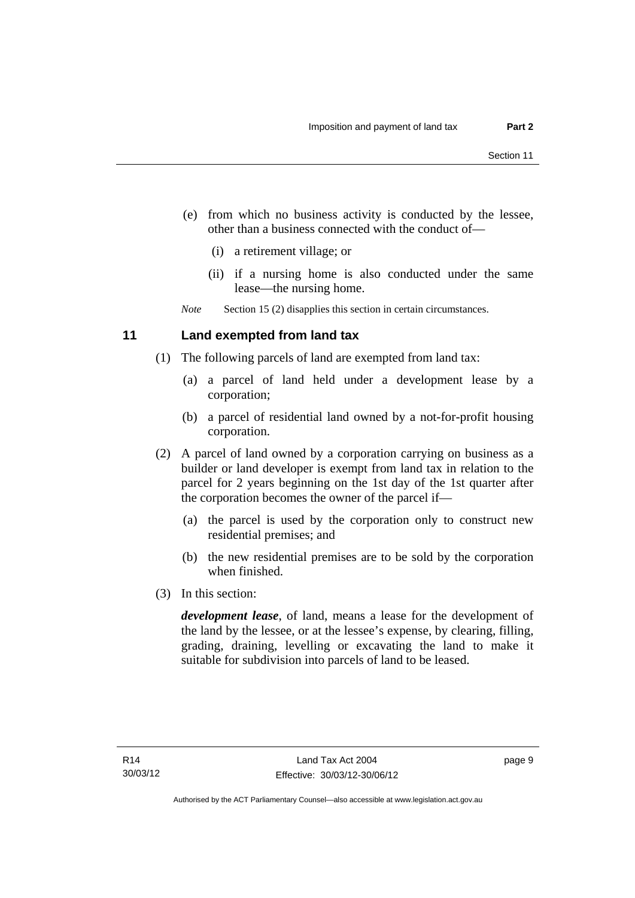(e) from which no business activity is conducted by the lessee, other than a business connected with the conduct of—

(i) a retirement village; or

(ii) if a nursing home is also conducted under the same lease—the nursing home.

*Note* Section 15 (2) disapplies this section in certain circumstances.

## 11 Land exempted from land tax

(1) The following parcels of land are exempted from land tax:

(a) a parcel of land held under a development lease by a corporation;

(b) a parcel of residential land owned by a not-for-profit housing corporation.

(2) A parcel of land owned by a corporation carrying on business as a builder or land developer is exempt from land tax in relation to the parcel for 2 years beginning on the 1st day of the 1st quarter after the corporation becomes the owner of the parcel if—

(a) the parcel is used by the corporation only to construct new residential premises; and

(b) the new residential premises are to be sold by the corporation when finished.

(3) In this section:

***development lease***, of land, means a lease for the development of the land by the lessee, or at the lessee's expense, by clearing, filling, grading, draining, levelling or excavating the land to make it suitable for subdivision into parcels of land to be leased.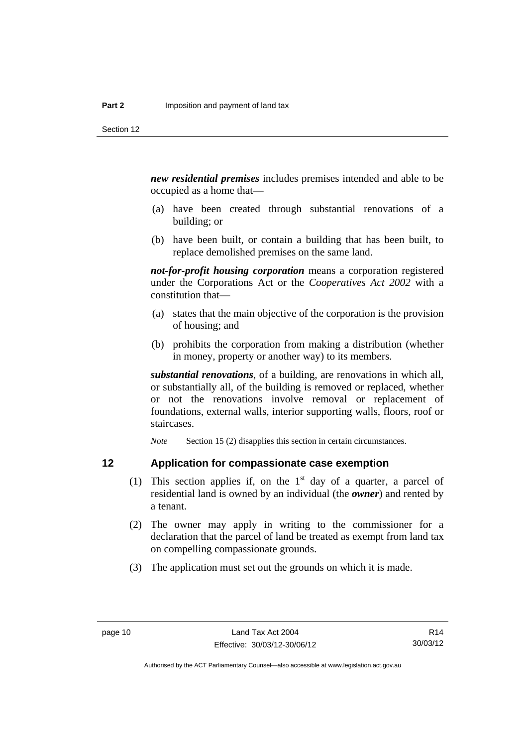***new residential premises*** includes premises intended and able to be occupied as a home that—

(a) have been created through substantial renovations of a building; or

(b) have been built, or contain a building that has been built, to replace demolished premises on the same land.

***not-for-profit housing corporation*** means a corporation registered under the Corporations Act or the *Cooperatives Act 2002* with a constitution that—

(a) states that the main objective of the corporation is the provision of housing; and

(b) prohibits the corporation from making a distribution (whether in money, property or another way) to its members.

***substantial renovations***, of a building, are renovations in which all, or substantially all, of the building is removed or replaced, whether or not the renovations involve removal or replacement of foundations, external walls, interior supporting walls, floors, roof or staircases.

*Note* Section 15 (2) disapplies this section in certain circumstances.

## 12 Application for compassionate case exemption

(1) This section applies if, on the 1st day of a quarter, a parcel of residential land is owned by an individual (the ***owner***) and rented by a tenant.

(2) The owner may apply in writing to the commissioner for a declaration that the parcel of land be treated as exempt from land tax on compelling compassionate grounds.

(3) The application must set out the grounds on which it is made.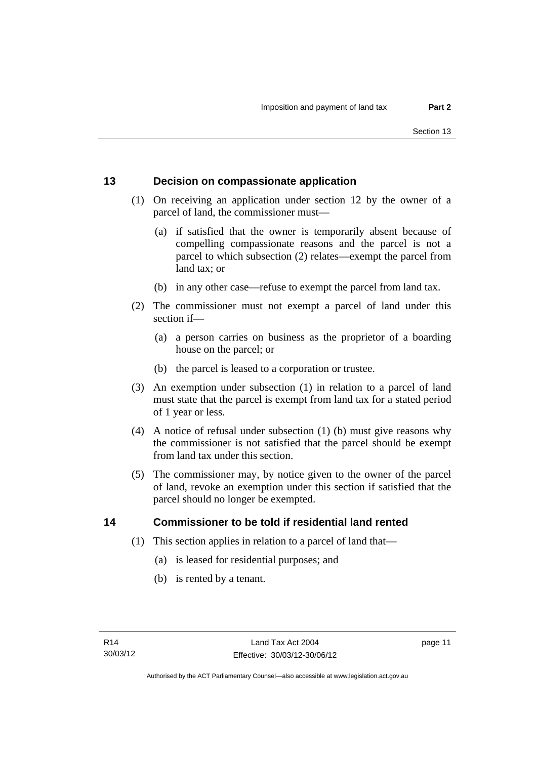## 13 Decision on compassionate application

(1) On receiving an application under section 12 by the owner of a parcel of land, the commissioner must—

(a) if satisfied that the owner is temporarily absent because of compelling compassionate reasons and the parcel is not a parcel to which subsection (2) relates—exempt the parcel from land tax; or

(b) in any other case—refuse to exempt the parcel from land tax.

(2) The commissioner must not exempt a parcel of land under this section if—

(a) a person carries on business as the proprietor of a boarding house on the parcel; or

(b) the parcel is leased to a corporation or trustee.

(3) An exemption under subsection (1) in relation to a parcel of land must state that the parcel is exempt from land tax for a stated period of 1 year or less.

(4) A notice of refusal under subsection (1) (b) must give reasons why the commissioner is not satisfied that the parcel should be exempt from land tax under this section.

(5) The commissioner may, by notice given to the owner of the parcel of land, revoke an exemption under this section if satisfied that the parcel should no longer be exempted.

## 14 Commissioner to be told if residential land rented

(1) This section applies in relation to a parcel of land that—

(a) is leased for residential purposes; and

(b) is rented by a tenant.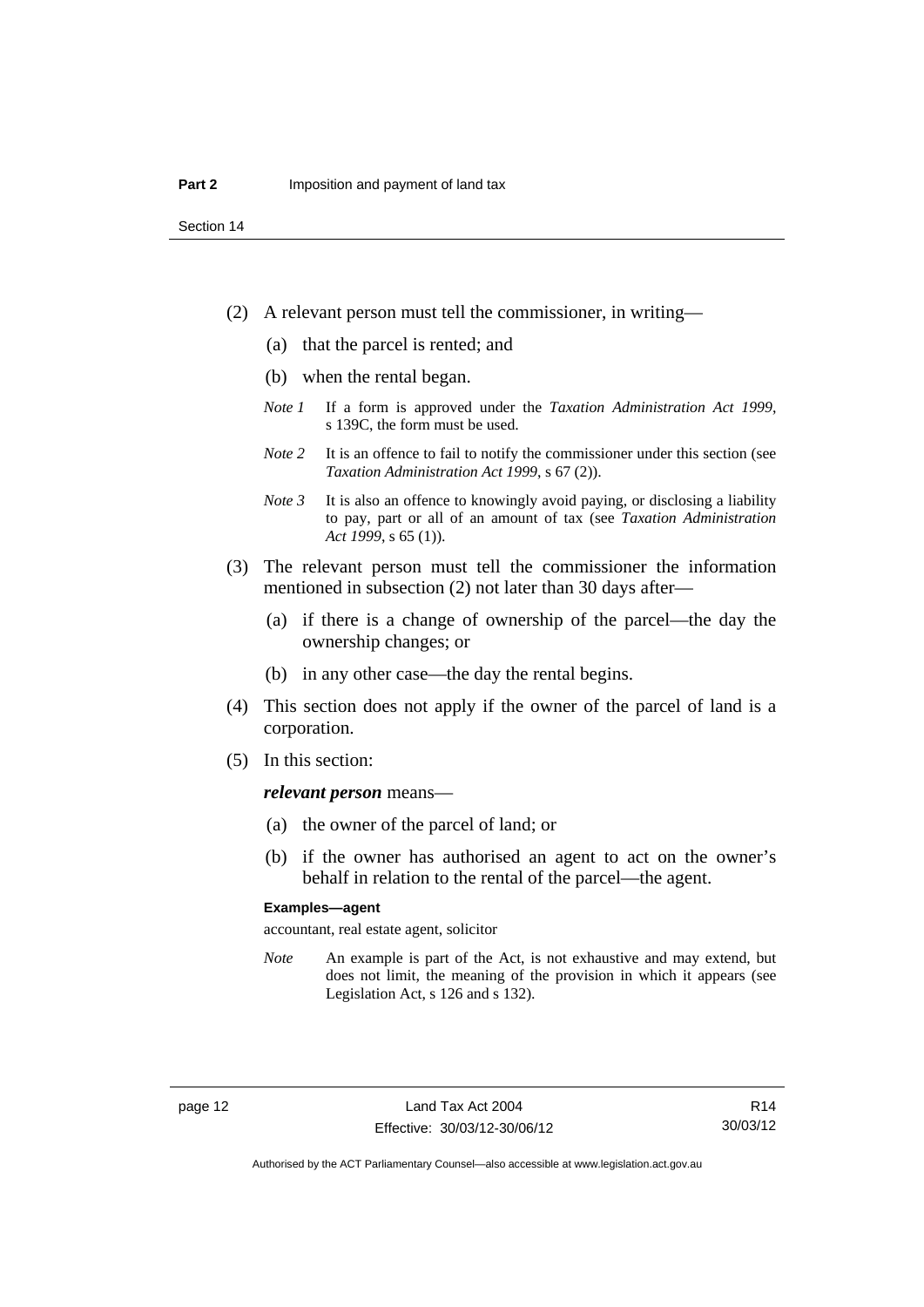(2) A relevant person must tell the commissioner, in writing—

(a) that the parcel is rented; and

(b) when the rental began.

*Note 1* If a form is approved under the *Taxation Administration Act 1999*, s 139C, the form must be used.

*Note 2* It is an offence to fail to notify the commissioner under this section (see *Taxation Administration Act 1999*, s 67 (2)).

*Note 3* It is also an offence to knowingly avoid paying, or disclosing a liability to pay, part or all of an amount of tax (see *Taxation Administration Act 1999*, s 65 (1)).

(3) The relevant person must tell the commissioner the information mentioned in subsection (2) not later than 30 days after—

(a) if there is a change of ownership of the parcel—the day the ownership changes; or

(b) in any other case—the day the rental begins.

(4) This section does not apply if the owner of the parcel of land is a corporation.

(5) In this section:

***relevant person*** means—

(a) the owner of the parcel of land; or

(b) if the owner has authorised an agent to act on the owner's behalf in relation to the rental of the parcel—the agent.

**Examples—agent**

accountant, real estate agent, solicitor

*Note* An example is part of the Act, is not exhaustive and may extend, but does not limit, the meaning of the provision in which it appears (see Legislation Act, s 126 and s 132).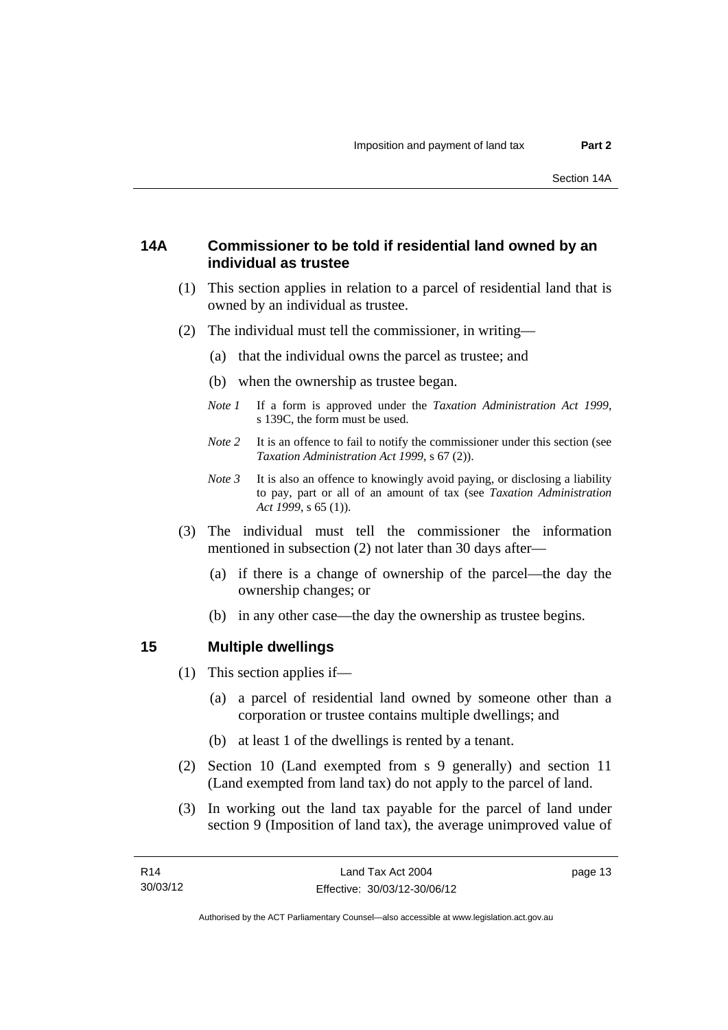## 14A Commissioner to be told if residential land owned by an individual as trustee

(1) This section applies in relation to a parcel of residential land that is owned by an individual as trustee.

(2) The individual must tell the commissioner, in writing—

(a) that the individual owns the parcel as trustee; and

(b) when the ownership as trustee began.

*Note 1* If a form is approved under the *Taxation Administration Act 1999*, s 139C, the form must be used.

*Note 2* It is an offence to fail to notify the commissioner under this section (see *Taxation Administration Act 1999*, s 67 (2)).

*Note 3* It is also an offence to knowingly avoid paying, or disclosing a liability to pay, part or all of an amount of tax (see *Taxation Administration Act 1999*, s 65 (1)).

(3) The individual must tell the commissioner the information mentioned in subsection (2) not later than 30 days after—

(a) if there is a change of ownership of the parcel—the day the ownership changes; or

(b) in any other case—the day the ownership as trustee begins.

## 15 Multiple dwellings

(1) This section applies if—

(a) a parcel of residential land owned by someone other than a corporation or trustee contains multiple dwellings; and

(b) at least 1 of the dwellings is rented by a tenant.

(2) Section 10 (Land exempted from s 9 generally) and section 11 (Land exempted from land tax) do not apply to the parcel of land.

(3) In working out the land tax payable for the parcel of land under section 9 (Imposition of land tax), the average unimproved value of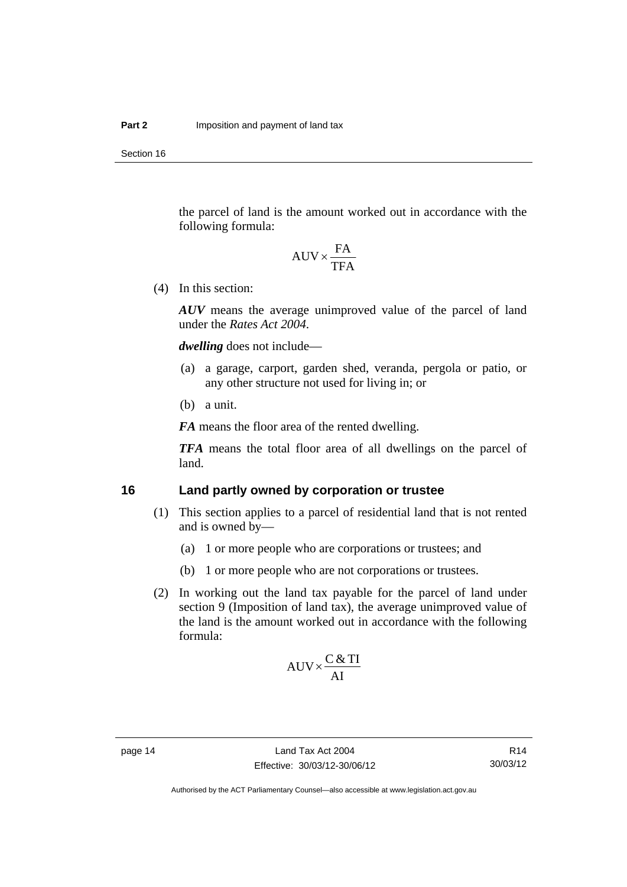the parcel of land is the amount worked out in accordance with the following formula:

$$\text{AUV} \times \frac{\text{FA}}{\text{TFA}}$$

(4) In this section:

***AUV*** means the average unimproved value of the parcel of land under the *Rates Act 2004*.

***dwelling*** does not include—

(a) a garage, carport, garden shed, veranda, pergola or patio, or any other structure not used for living in; or

(b) a unit.

***FA*** means the floor area of the rented dwelling.

***TFA*** means the total floor area of all dwellings on the parcel of land.

## 16 Land partly owned by corporation or trustee

(1) This section applies to a parcel of residential land that is not rented and is owned by—

(a) 1 or more people who are corporations or trustees; and

(b) 1 or more people who are not corporations or trustees.

(2) In working out the land tax payable for the parcel of land under section 9 (Imposition of land tax), the average unimproved value of the land is the amount worked out in accordance with the following formula:

$$\text{AUV} \times \frac{\text{C \& TI}}{\text{AI}}$$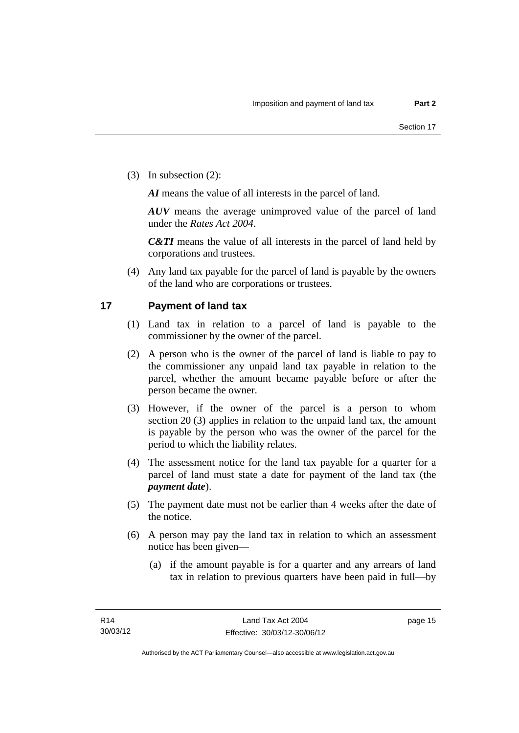(3) In subsection (2):

***AI*** means the value of all interests in the parcel of land.

***AUV*** means the average unimproved value of the parcel of land under the *Rates Act 2004*.

***C&TI*** means the value of all interests in the parcel of land held by corporations and trustees.

(4) Any land tax payable for the parcel of land is payable by the owners of the land who are corporations or trustees.

## 17 Payment of land tax

(1) Land tax in relation to a parcel of land is payable to the commissioner by the owner of the parcel.

(2) A person who is the owner of the parcel of land is liable to pay to the commissioner any unpaid land tax payable in relation to the parcel, whether the amount became payable before or after the person became the owner.

(3) However, if the owner of the parcel is a person to whom section 20 (3) applies in relation to the unpaid land tax, the amount is payable by the person who was the owner of the parcel for the period to which the liability relates.

(4) The assessment notice for the land tax payable for a quarter for a parcel of land must state a date for payment of the land tax (the ***payment date***).

(5) The payment date must not be earlier than 4 weeks after the date of the notice.

(6) A person may pay the land tax in relation to which an assessment notice has been given—

(a) if the amount payable is for a quarter and any arrears of land tax in relation to previous quarters have been paid in full—by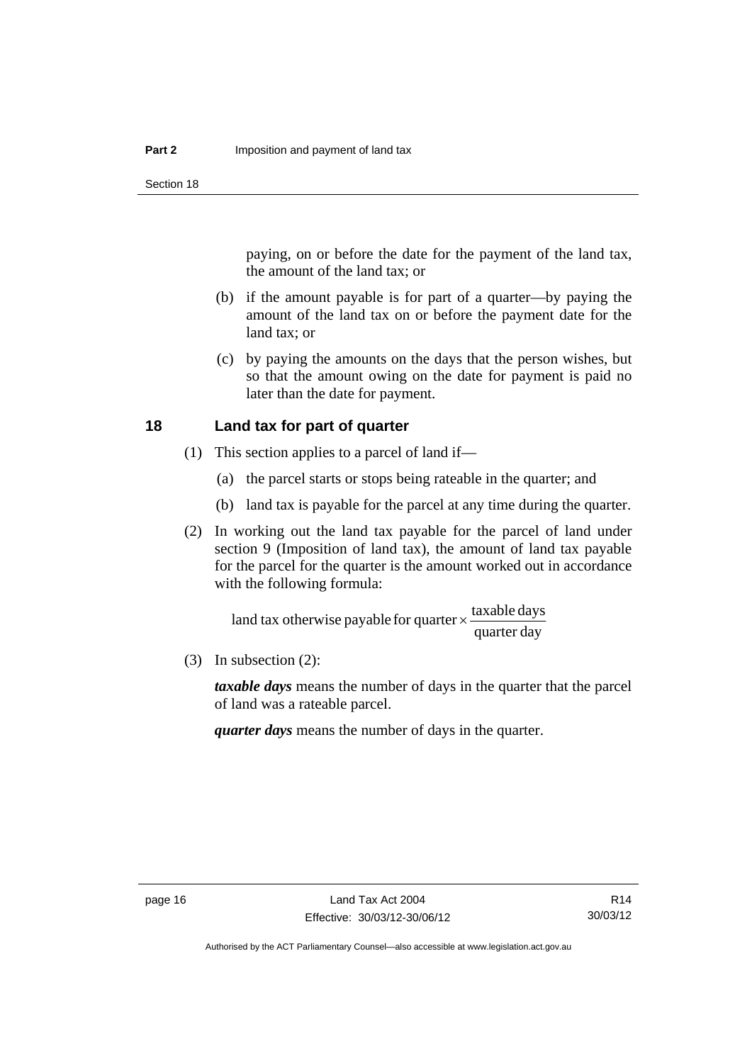paying, on or before the date for the payment of the land tax, the amount of the land tax; or

(b) if the amount payable is for part of a quarter—by paying the amount of the land tax on or before the payment date for the land tax; or

(c) by paying the amounts on the days that the person wishes, but so that the amount owing on the date for payment is paid no later than the date for payment.

## 18 Land tax for part of quarter

(1) This section applies to a parcel of land if—

(a) the parcel starts or stops being rateable in the quarter; and

(b) land tax is payable for the parcel at any time during the quarter.

(2) In working out the land tax payable for the parcel of land under section 9 (Imposition of land tax), the amount of land tax payable for the parcel for the quarter is the amount worked out in accordance with the following formula:

$$\text{land tax otherwise payable for quarter} \times \frac{\text{taxable days}}{\text{quarter day}}$$

(3) In subsection (2):

***taxable days*** means the number of days in the quarter that the parcel of land was a rateable parcel.

***quarter days*** means the number of days in the quarter.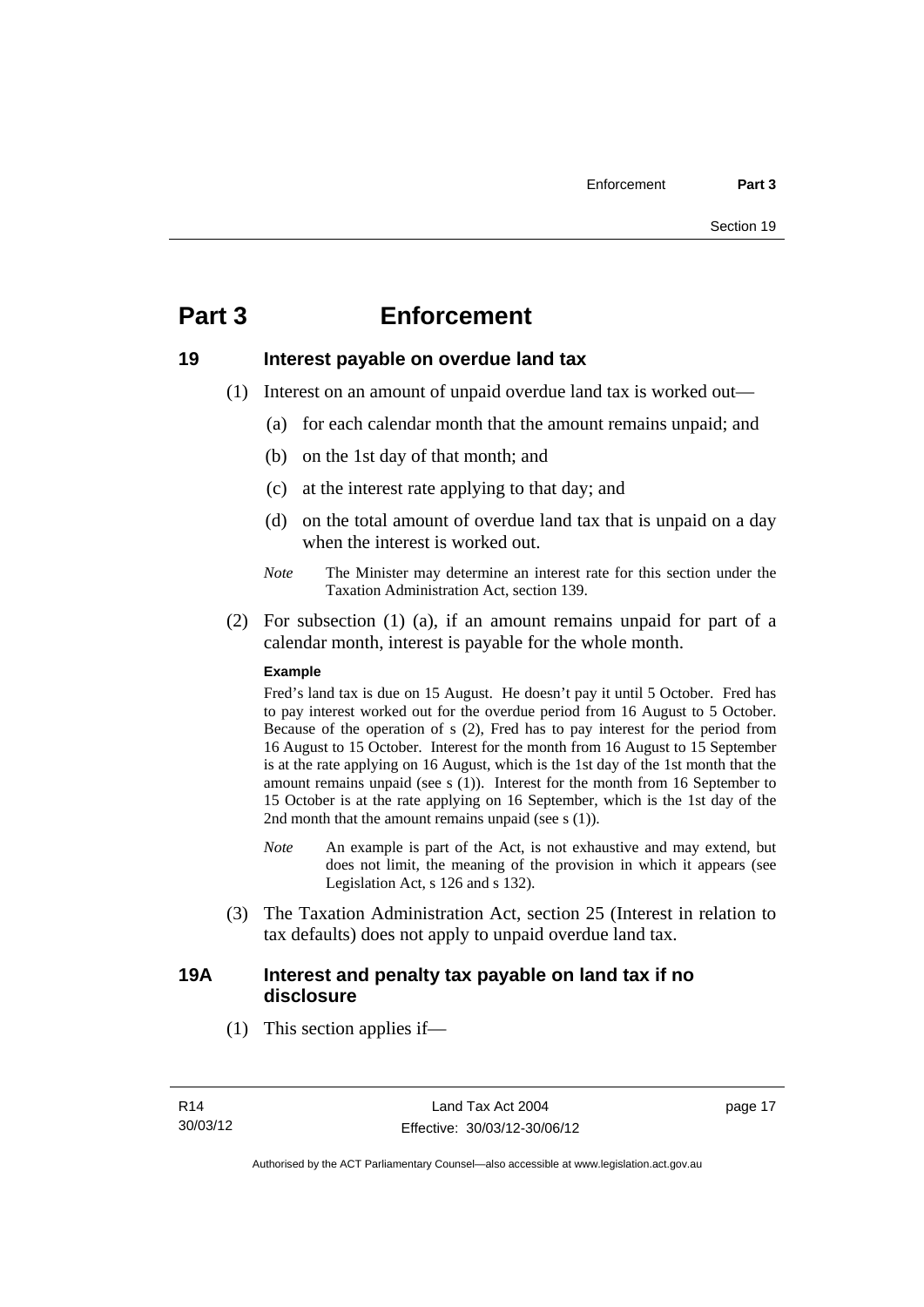# Part 3 Enforcement

## 19 Interest payable on overdue land tax

(1) Interest on an amount of unpaid overdue land tax is worked out—

(a) for each calendar month that the amount remains unpaid; and

(b) on the 1st day of that month; and

(c) at the interest rate applying to that day; and

(d) on the total amount of overdue land tax that is unpaid on a day when the interest is worked out.

*Note* The Minister may determine an interest rate for this section under the Taxation Administration Act, section 139.

(2) For subsection (1) (a), if an amount remains unpaid for part of a calendar month, interest is payable for the whole month.

**Example**

Fred's land tax is due on 15 August. He doesn't pay it until 5 October. Fred has to pay interest worked out for the overdue period from 16 August to 5 October. Because of the operation of s (2), Fred has to pay interest for the period from 16 August to 15 October. Interest for the month from 16 August to 15 September is at the rate applying on 16 August, which is the 1st day of the 1st month that the amount remains unpaid (see s (1)). Interest for the month from 16 September to 15 October is at the rate applying on 16 September, which is the 1st day of the 2nd month that the amount remains unpaid (see s (1)).

*Note* An example is part of the Act, is not exhaustive and may extend, but does not limit, the meaning of the provision in which it appears (see Legislation Act, s 126 and s 132).

(3) The Taxation Administration Act, section 25 (Interest in relation to tax defaults) does not apply to unpaid overdue land tax.

## 19A Interest and penalty tax payable on land tax if no disclosure

(1) This section applies if—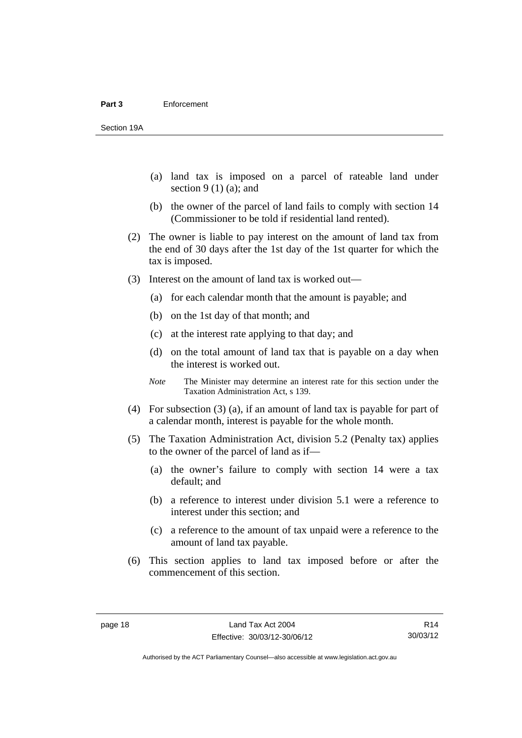(a) land tax is imposed on a parcel of rateable land under section 9 (1) (a); and

(b) the owner of the parcel of land fails to comply with section 14 (Commissioner to be told if residential land rented).

(2) The owner is liable to pay interest on the amount of land tax from the end of 30 days after the 1st day of the 1st quarter for which the tax is imposed.

(3) Interest on the amount of land tax is worked out—

(a) for each calendar month that the amount is payable; and

(b) on the 1st day of that month; and

(c) at the interest rate applying to that day; and

(d) on the total amount of land tax that is payable on a day when the interest is worked out.

*Note* The Minister may determine an interest rate for this section under the Taxation Administration Act, s 139.

(4) For subsection (3) (a), if an amount of land tax is payable for part of a calendar month, interest is payable for the whole month.

(5) The Taxation Administration Act, division 5.2 (Penalty tax) applies to the owner of the parcel of land as if—

(a) the owner's failure to comply with section 14 were a tax default; and

(b) a reference to interest under division 5.1 were a reference to interest under this section; and

(c) a reference to the amount of tax unpaid were a reference to the amount of land tax payable.

(6) This section applies to land tax imposed before or after the commencement of this section.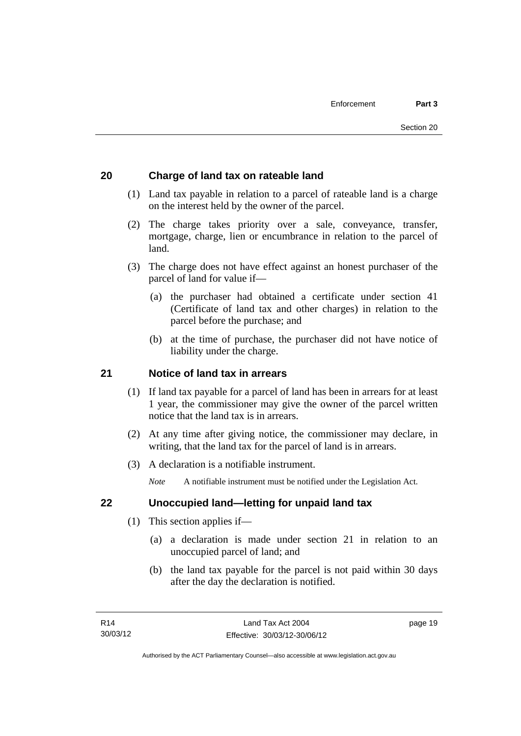## 20 Charge of land tax on rateable land

(1) Land tax payable in relation to a parcel of rateable land is a charge on the interest held by the owner of the parcel.

(2) The charge takes priority over a sale, conveyance, transfer, mortgage, charge, lien or encumbrance in relation to the parcel of land.

(3) The charge does not have effect against an honest purchaser of the parcel of land for value if—

(a) the purchaser had obtained a certificate under section 41 (Certificate of land tax and other charges) in relation to the parcel before the purchase; and

(b) at the time of purchase, the purchaser did not have notice of liability under the charge.

## 21 Notice of land tax in arrears

(1) If land tax payable for a parcel of land has been in arrears for at least 1 year, the commissioner may give the owner of the parcel written notice that the land tax is in arrears.

(2) At any time after giving notice, the commissioner may declare, in writing, that the land tax for the parcel of land is in arrears.

(3) A declaration is a notifiable instrument.

*Note* A notifiable instrument must be notified under the Legislation Act.

## 22 Unoccupied land—letting for unpaid land tax

(1) This section applies if—

(a) a declaration is made under section 21 in relation to an unoccupied parcel of land; and

(b) the land tax payable for the parcel is not paid within 30 days after the day the declaration is notified.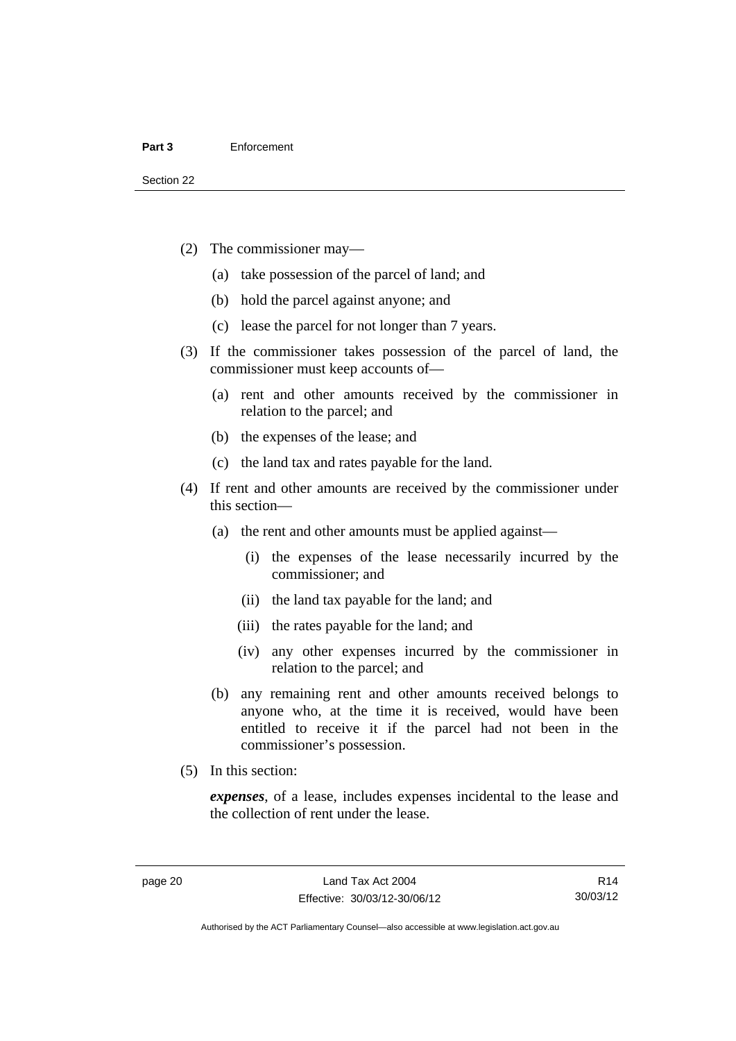(2) The commissioner may—

  (a) take possession of the parcel of land; and

  (b) hold the parcel against anyone; and

  (c) lease the parcel for not longer than 7 years.

(3) If the commissioner takes possession of the parcel of land, the commissioner must keep accounts of—

  (a) rent and other amounts received by the commissioner in relation to the parcel; and

  (b) the expenses of the lease; and

  (c) the land tax and rates payable for the land.

(4) If rent and other amounts are received by the commissioner under this section—

  (a) the rent and other amounts must be applied against—

    (i) the expenses of the lease necessarily incurred by the commissioner; and

    (ii) the land tax payable for the land; and

    (iii) the rates payable for the land; and

    (iv) any other expenses incurred by the commissioner in relation to the parcel; and

  (b) any remaining rent and other amounts received belongs to anyone who, at the time it is received, would have been entitled to receive it if the parcel had not been in the commissioner's possession.

(5) In this section:

***expenses***, of a lease, includes expenses incidental to the lease and the collection of rent under the lease.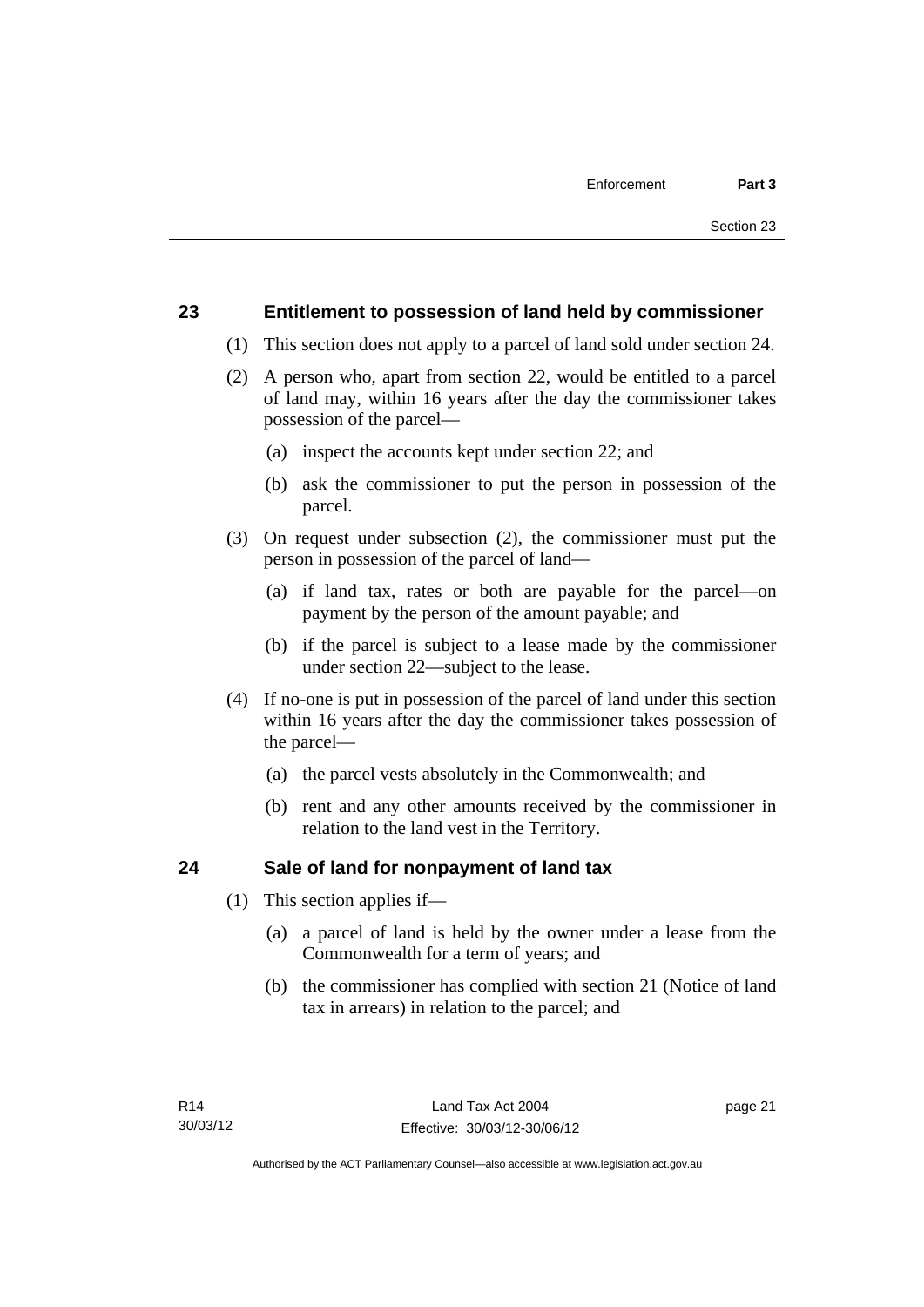## 23 Entitlement to possession of land held by commissioner

(1) This section does not apply to a parcel of land sold under section 24.

(2) A person who, apart from section 22, would be entitled to a parcel of land may, within 16 years after the day the commissioner takes possession of the parcel—

(a) inspect the accounts kept under section 22; and

(b) ask the commissioner to put the person in possession of the parcel.

(3) On request under subsection (2), the commissioner must put the person in possession of the parcel of land—

(a) if land tax, rates or both are payable for the parcel—on payment by the person of the amount payable; and

(b) if the parcel is subject to a lease made by the commissioner under section 22—subject to the lease.

(4) If no-one is put in possession of the parcel of land under this section within 16 years after the day the commissioner takes possession of the parcel—

(a) the parcel vests absolutely in the Commonwealth; and

(b) rent and any other amounts received by the commissioner in relation to the land vest in the Territory.

## 24 Sale of land for nonpayment of land tax

(1) This section applies if—

(a) a parcel of land is held by the owner under a lease from the Commonwealth for a term of years; and

(b) the commissioner has complied with section 21 (Notice of land tax in arrears) in relation to the parcel; and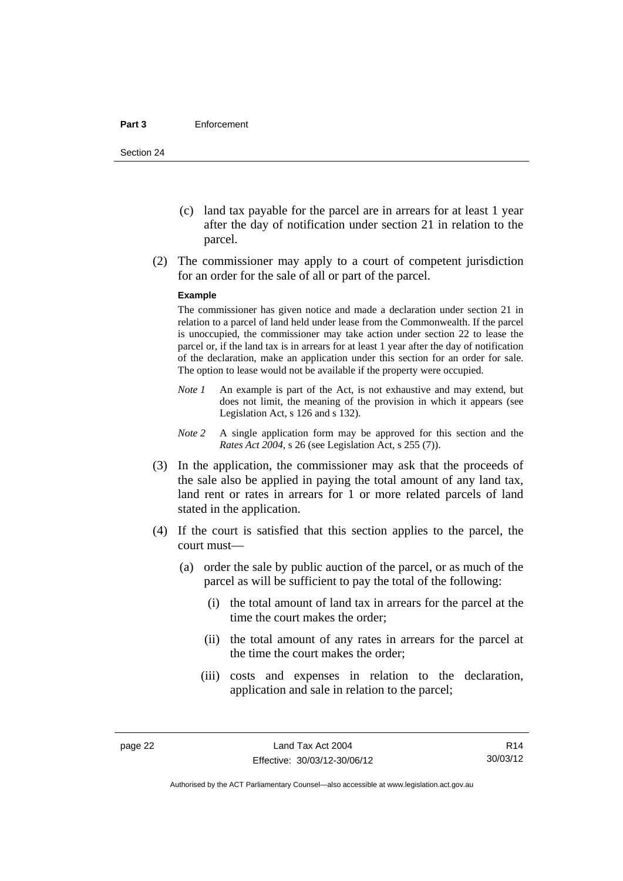(c) land tax payable for the parcel are in arrears for at least 1 year after the day of notification under section 21 in relation to the parcel.

(2) The commissioner may apply to a court of competent jurisdiction for an order for the sale of all or part of the parcel.

**Example**

The commissioner has given notice and made a declaration under section 21 in relation to a parcel of land held under lease from the Commonwealth. If the parcel is unoccupied, the commissioner may take action under section 22 to lease the parcel or, if the land tax is in arrears for at least 1 year after the day of notification of the declaration, make an application under this section for an order for sale. The option to lease would not be available if the property were occupied.

*Note 1* An example is part of the Act, is not exhaustive and may extend, but does not limit, the meaning of the provision in which it appears (see Legislation Act, s 126 and s 132).

*Note 2* A single application form may be approved for this section and the *Rates Act 2004*, s 26 (see Legislation Act, s 255 (7)).

(3) In the application, the commissioner may ask that the proceeds of the sale also be applied in paying the total amount of any land tax, land rent or rates in arrears for 1 or more related parcels of land stated in the application.

(4) If the court is satisfied that this section applies to the parcel, the court must—

(a) order the sale by public auction of the parcel, or as much of the parcel as will be sufficient to pay the total of the following:

(i) the total amount of land tax in arrears for the parcel at the time the court makes the order;

(ii) the total amount of any rates in arrears for the parcel at the time the court makes the order;

(iii) costs and expenses in relation to the declaration, application and sale in relation to the parcel;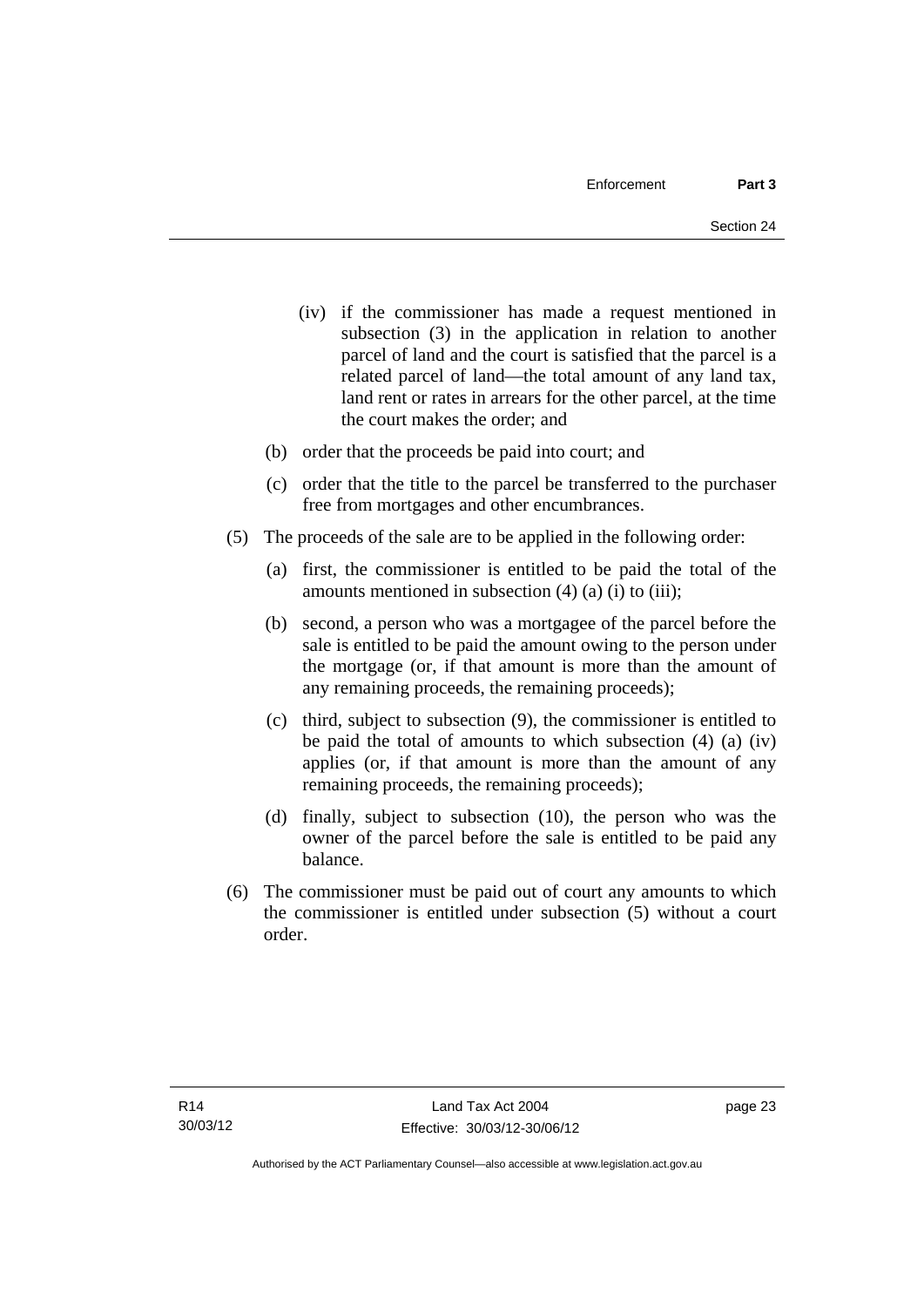(iv) if the commissioner has made a request mentioned in subsection (3) in the application in relation to another parcel of land and the court is satisfied that the parcel is a related parcel of land—the total amount of any land tax, land rent or rates in arrears for the other parcel, at the time the court makes the order; and

(b) order that the proceeds be paid into court; and

(c) order that the title to the parcel be transferred to the purchaser free from mortgages and other encumbrances.

(5) The proceeds of the sale are to be applied in the following order:

(a) first, the commissioner is entitled to be paid the total of the amounts mentioned in subsection (4) (a) (i) to (iii);

(b) second, a person who was a mortgagee of the parcel before the sale is entitled to be paid the amount owing to the person under the mortgage (or, if that amount is more than the amount of any remaining proceeds, the remaining proceeds);

(c) third, subject to subsection (9), the commissioner is entitled to be paid the total of amounts to which subsection (4) (a) (iv) applies (or, if that amount is more than the amount of any remaining proceeds, the remaining proceeds);

(d) finally, subject to subsection (10), the person who was the owner of the parcel before the sale is entitled to be paid any balance.

(6) The commissioner must be paid out of court any amounts to which the commissioner is entitled under subsection (5) without a court order.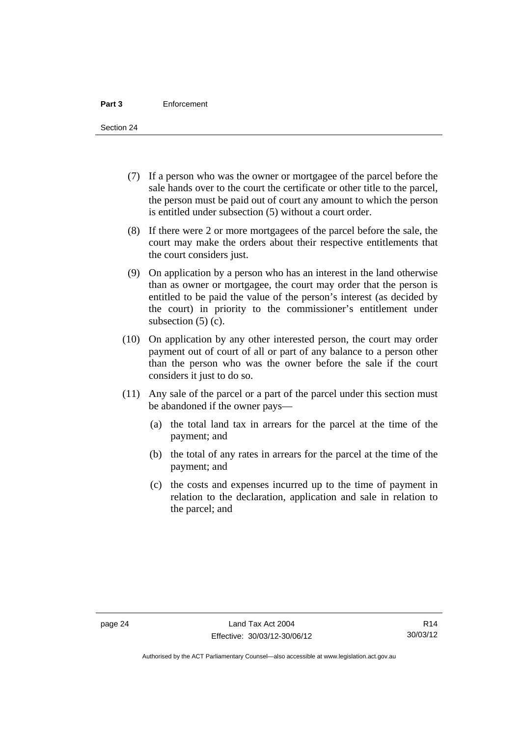(7) If a person who was the owner or mortgagee of the parcel before the sale hands over to the court the certificate or other title to the parcel, the person must be paid out of court any amount to which the person is entitled under subsection (5) without a court order.

(8) If there were 2 or more mortgagees of the parcel before the sale, the court may make the orders about their respective entitlements that the court considers just.

(9) On application by a person who has an interest in the land otherwise than as owner or mortgagee, the court may order that the person is entitled to be paid the value of the person's interest (as decided by the court) in priority to the commissioner's entitlement under subsection (5) (c).

(10) On application by any other interested person, the court may order payment out of court of all or part of any balance to a person other than the person who was the owner before the sale if the court considers it just to do so.

(11) Any sale of the parcel or a part of the parcel under this section must be abandoned if the owner pays—

(a) the total land tax in arrears for the parcel at the time of the payment; and

(b) the total of any rates in arrears for the parcel at the time of the payment; and

(c) the costs and expenses incurred up to the time of payment in relation to the declaration, application and sale in relation to the parcel; and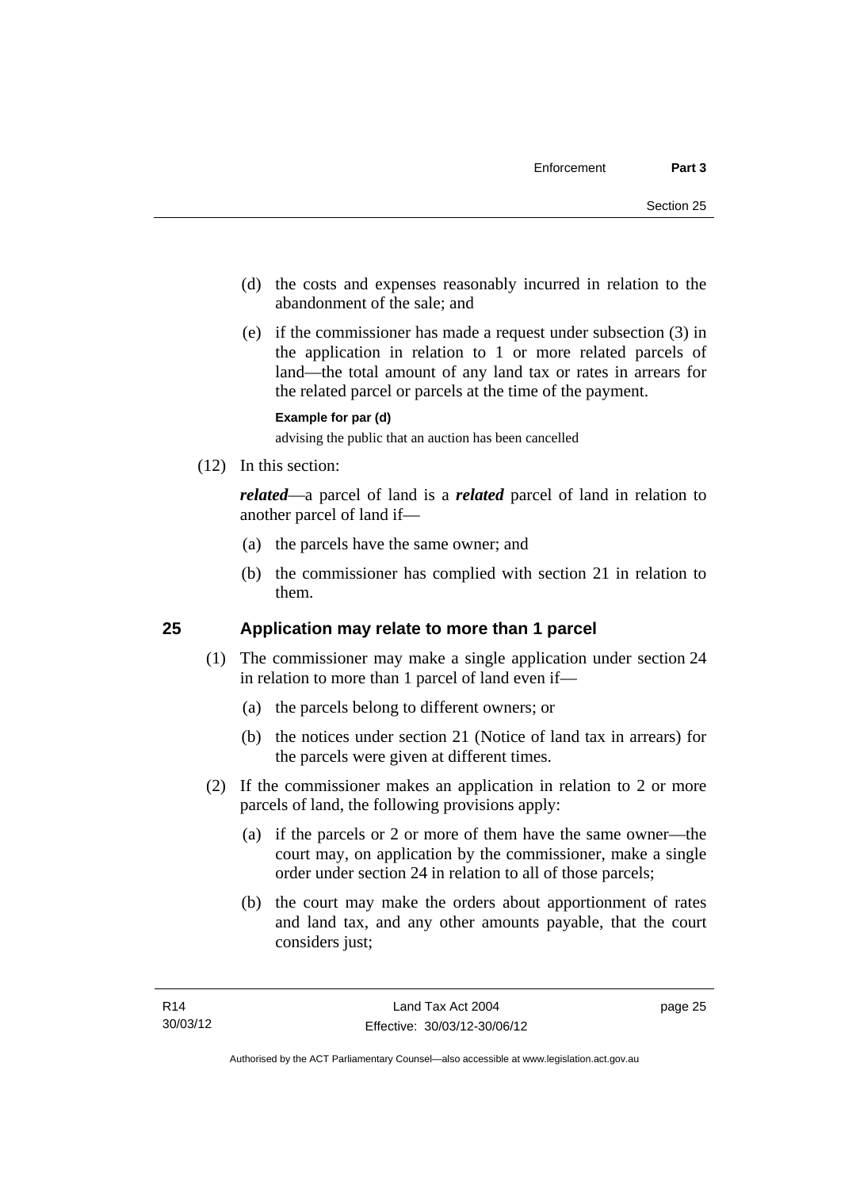(d) the costs and expenses reasonably incurred in relation to the abandonment of the sale; and

(e) if the commissioner has made a request under subsection (3) in the application in relation to 1 or more related parcels of land—the total amount of any land tax or rates in arrears for the related parcel or parcels at the time of the payment.

**Example for par (d)**

advising the public that an auction has been cancelled

(12) In this section:

***related***—a parcel of land is a ***related*** parcel of land in relation to another parcel of land if—

(a) the parcels have the same owner; and

(b) the commissioner has complied with section 21 in relation to them.

## 25 Application may relate to more than 1 parcel

(1) The commissioner may make a single application under section 24 in relation to more than 1 parcel of land even if—

(a) the parcels belong to different owners; or

(b) the notices under section 21 (Notice of land tax in arrears) for the parcels were given at different times.

(2) If the commissioner makes an application in relation to 2 or more parcels of land, the following provisions apply:

(a) if the parcels or 2 or more of them have the same owner—the court may, on application by the commissioner, make a single order under section 24 in relation to all of those parcels;

(b) the court may make the orders about apportionment of rates and land tax, and any other amounts payable, that the court considers just;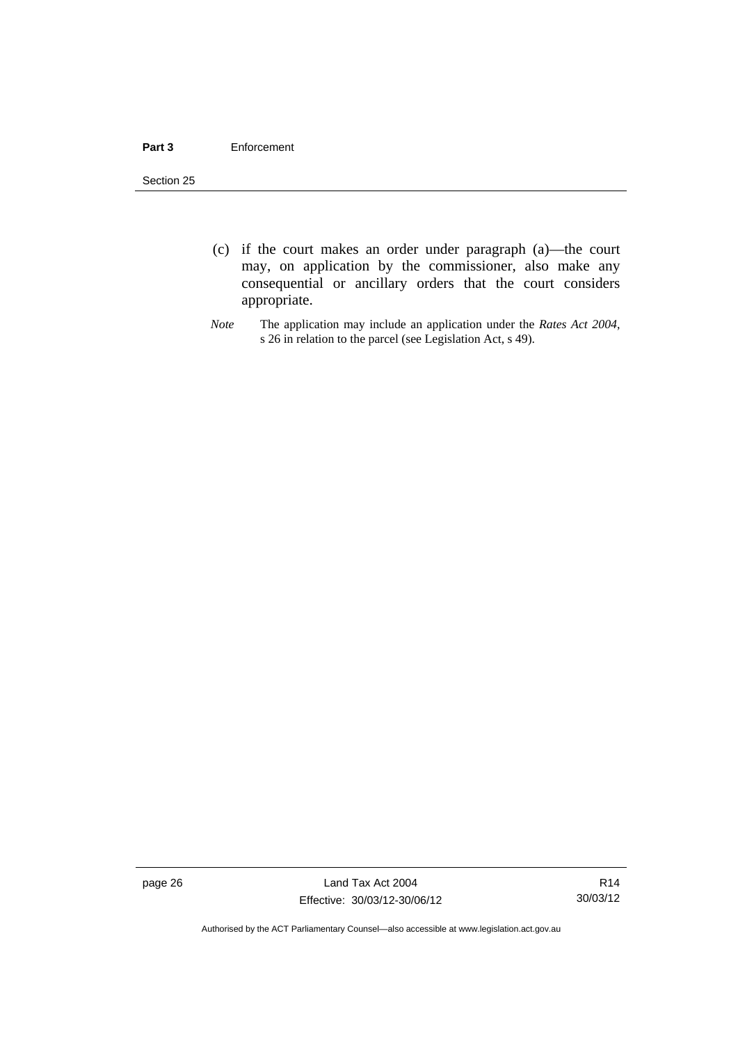(c) if the court makes an order under paragraph (a)—the court may, on application by the commissioner, also make any consequential or ancillary orders that the court considers appropriate.

*Note* The application may include an application under the *Rates Act 2004*, s 26 in relation to the parcel (see Legislation Act, s 49).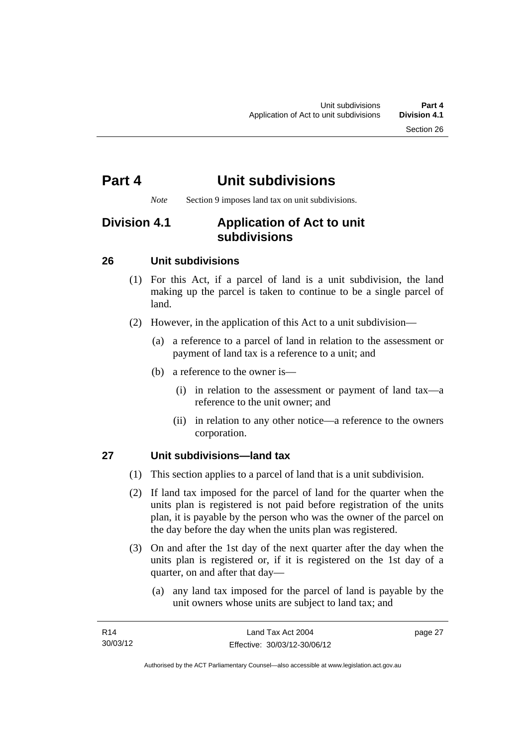# Part 4 Unit subdivisions

*Note* Section 9 imposes land tax on unit subdivisions.

## Division 4.1 Application of Act to unit subdivisions

### 26 Unit subdivisions

(1) For this Act, if a parcel of land is a unit subdivision, the land making up the parcel is taken to continue to be a single parcel of land.

(2) However, in the application of this Act to a unit subdivision—

(a) a reference to a parcel of land in relation to the assessment or payment of land tax is a reference to a unit; and

(b) a reference to the owner is—

(i) in relation to the assessment or payment of land tax—a reference to the unit owner; and

(ii) in relation to any other notice—a reference to the owners corporation.

### 27 Unit subdivisions—land tax

(1) This section applies to a parcel of land that is a unit subdivision.

(2) If land tax imposed for the parcel of land for the quarter when the units plan is registered is not paid before registration of the units plan, it is payable by the person who was the owner of the parcel on the day before the day when the units plan was registered.

(3) On and after the 1st day of the next quarter after the day when the units plan is registered or, if it is registered on the 1st day of a quarter, on and after that day—

(a) any land tax imposed for the parcel of land is payable by the unit owners whose units are subject to land tax; and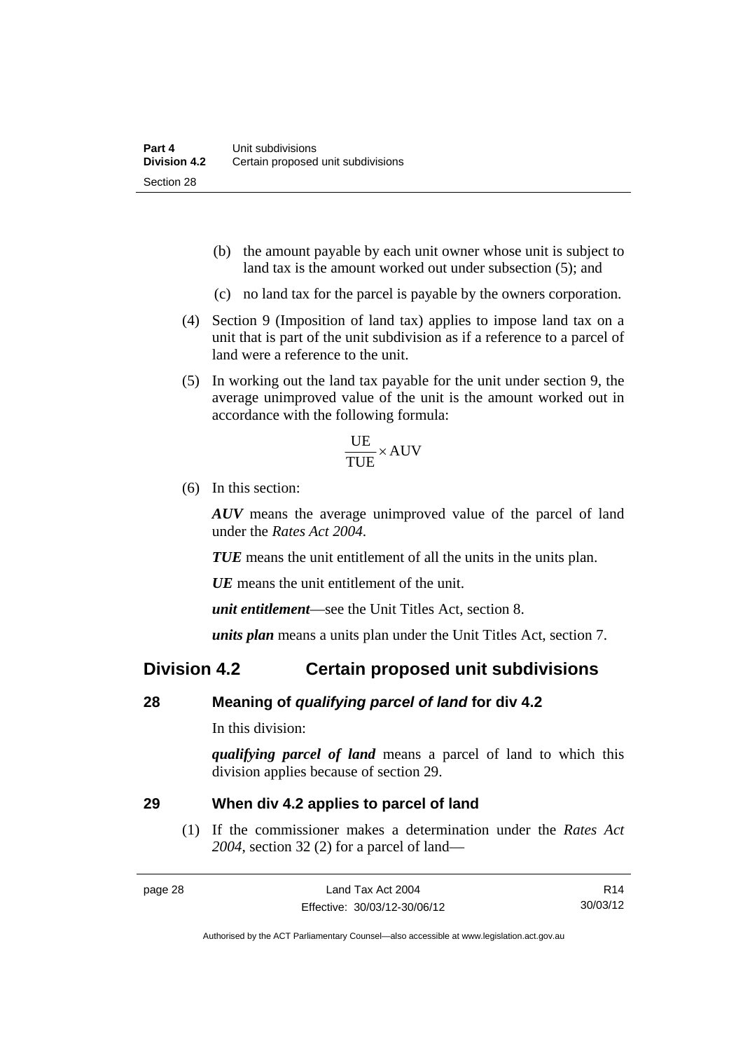(b) the amount payable by each unit owner whose unit is subject to land tax is the amount worked out under subsection (5); and

(c) no land tax for the parcel is payable by the owners corporation.

(4) Section 9 (Imposition of land tax) applies to impose land tax on a unit that is part of the unit subdivision as if a reference to a parcel of land were a reference to the unit.

(5) In working out the land tax payable for the unit under section 9, the average unimproved value of the unit is the amount worked out in accordance with the following formula:

$$\frac{\text{UE}}{\text{TUE}} \times \text{AUV}$$

(6) In this section:

***AUV*** means the average unimproved value of the parcel of land under the *Rates Act 2004*.

***TUE*** means the unit entitlement of all the units in the units plan.

***UE*** means the unit entitlement of the unit.

***unit entitlement***—see the Unit Titles Act, section 8.

***units plan*** means a units plan under the Unit Titles Act, section 7.

## Division 4.2 Certain proposed unit subdivisions

### 28 Meaning of *qualifying parcel of land* for div 4.2

In this division:

***qualifying parcel of land*** means a parcel of land to which this division applies because of section 29.

### 29 When div 4.2 applies to parcel of land

(1) If the commissioner makes a determination under the *Rates Act 2004*, section 32 (2) for a parcel of land—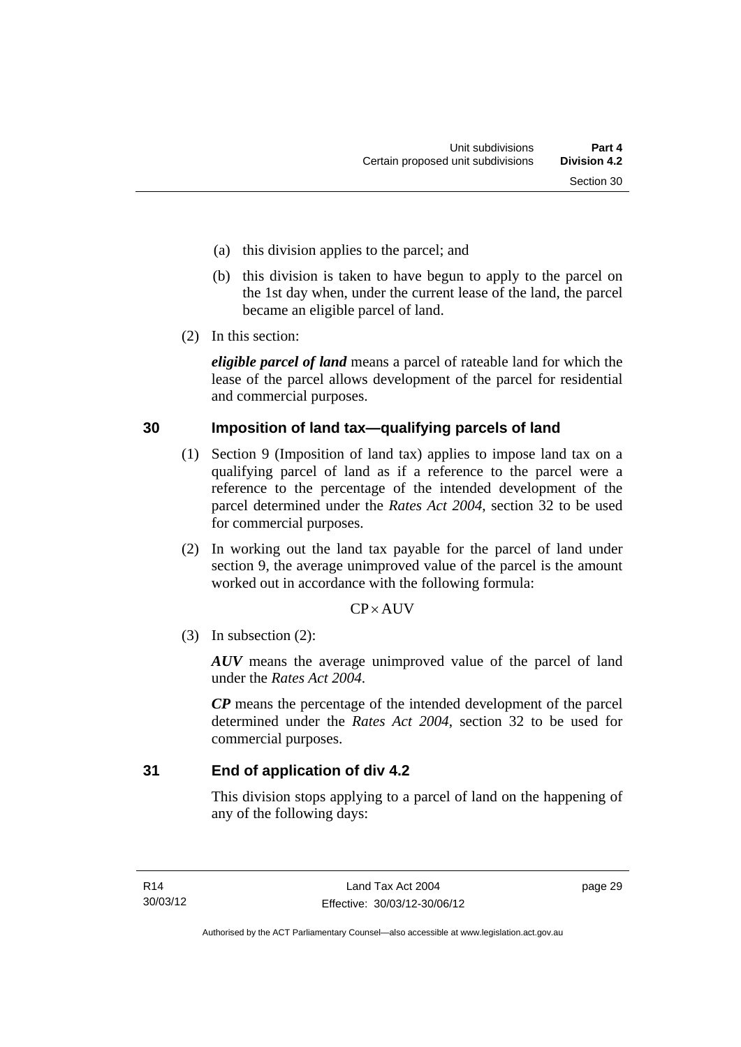(a) this division applies to the parcel; and

(b) this division is taken to have begun to apply to the parcel on the 1st day when, under the current lease of the land, the parcel became an eligible parcel of land.

(2) In this section:

***eligible parcel of land*** means a parcel of rateable land for which the lease of the parcel allows development of the parcel for residential and commercial purposes.

## 30 Imposition of land tax—qualifying parcels of land

(1) Section 9 (Imposition of land tax) applies to impose land tax on a qualifying parcel of land as if a reference to the parcel were a reference to the percentage of the intended development of the parcel determined under the *Rates Act 2004*, section 32 to be used for commercial purposes.

(2) In working out the land tax payable for the parcel of land under section 9, the average unimproved value of the parcel is the amount worked out in accordance with the following formula:

$$CP \times AUV$$

(3) In subsection (2):

***AUV*** means the average unimproved value of the parcel of land under the *Rates Act 2004*.

***CP*** means the percentage of the intended development of the parcel determined under the *Rates Act 2004*, section 32 to be used for commercial purposes.

## 31 End of application of div 4.2

This division stops applying to a parcel of land on the happening of any of the following days: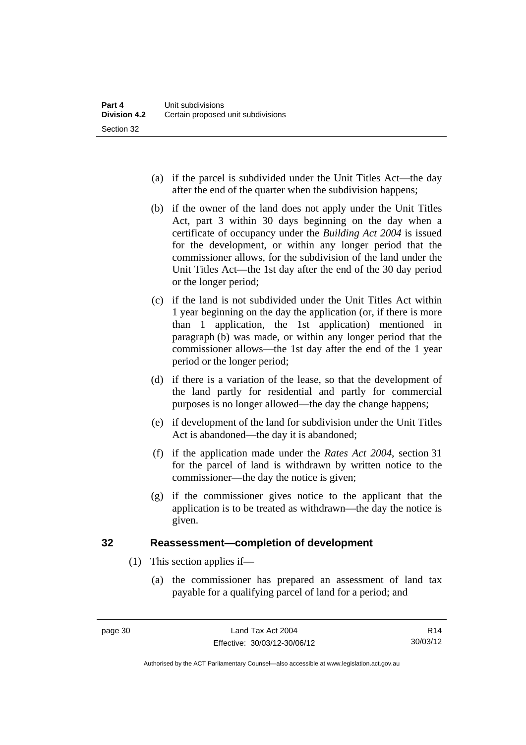(a) if the parcel is subdivided under the Unit Titles Act—the day after the end of the quarter when the subdivision happens;

(b) if the owner of the land does not apply under the Unit Titles Act, part 3 within 30 days beginning on the day when a certificate of occupancy under the *Building Act 2004* is issued for the development, or within any longer period that the commissioner allows, for the subdivision of the land under the Unit Titles Act—the 1st day after the end of the 30 day period or the longer period;

(c) if the land is not subdivided under the Unit Titles Act within 1 year beginning on the day the application (or, if there is more than 1 application, the 1st application) mentioned in paragraph (b) was made, or within any longer period that the commissioner allows—the 1st day after the end of the 1 year period or the longer period;

(d) if there is a variation of the lease, so that the development of the land partly for residential and partly for commercial purposes is no longer allowed—the day the change happens;

(e) if development of the land for subdivision under the Unit Titles Act is abandoned—the day it is abandoned;

(f) if the application made under the *Rates Act 2004*, section 31 for the parcel of land is withdrawn by written notice to the commissioner—the day the notice is given;

(g) if the commissioner gives notice to the applicant that the application is to be treated as withdrawn—the day the notice is given.

## 32 Reassessment—completion of development

(1) This section applies if—

(a) the commissioner has prepared an assessment of land tax payable for a qualifying parcel of land for a period; and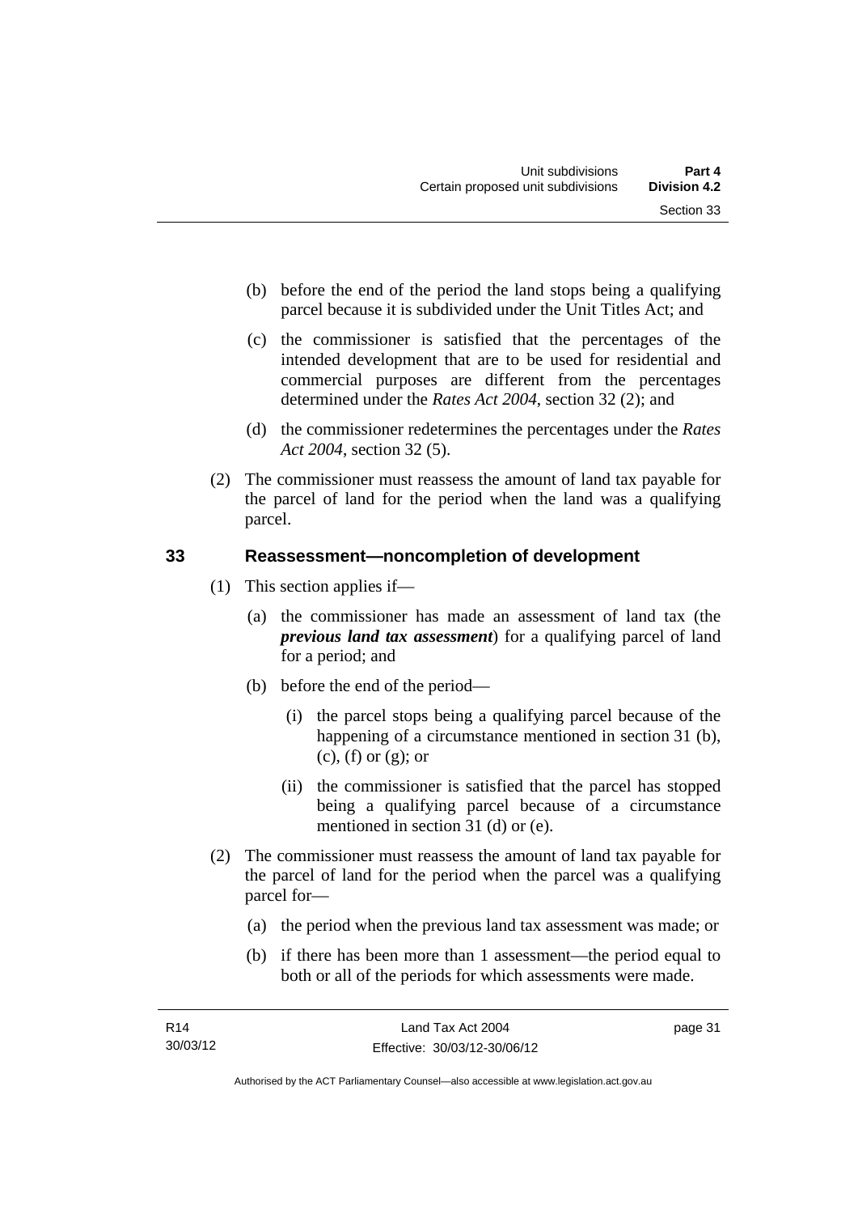(b) before the end of the period the land stops being a qualifying parcel because it is subdivided under the Unit Titles Act; and

(c) the commissioner is satisfied that the percentages of the intended development that are to be used for residential and commercial purposes are different from the percentages determined under the *Rates Act 2004*, section 32 (2); and

(d) the commissioner redetermines the percentages under the *Rates Act 2004*, section 32 (5).

(2) The commissioner must reassess the amount of land tax payable for the parcel of land for the period when the land was a qualifying parcel.

## 33 Reassessment—noncompletion of development

(1) This section applies if—

(a) the commissioner has made an assessment of land tax (the ***previous land tax assessment***) for a qualifying parcel of land for a period; and

(b) before the end of the period—

(i) the parcel stops being a qualifying parcel because of the happening of a circumstance mentioned in section 31 (b), (c), (f) or (g); or

(ii) the commissioner is satisfied that the parcel has stopped being a qualifying parcel because of a circumstance mentioned in section 31 (d) or (e).

(2) The commissioner must reassess the amount of land tax payable for the parcel of land for the period when the parcel was a qualifying parcel for—

(a) the period when the previous land tax assessment was made; or

(b) if there has been more than 1 assessment—the period equal to both or all of the periods for which assessments were made.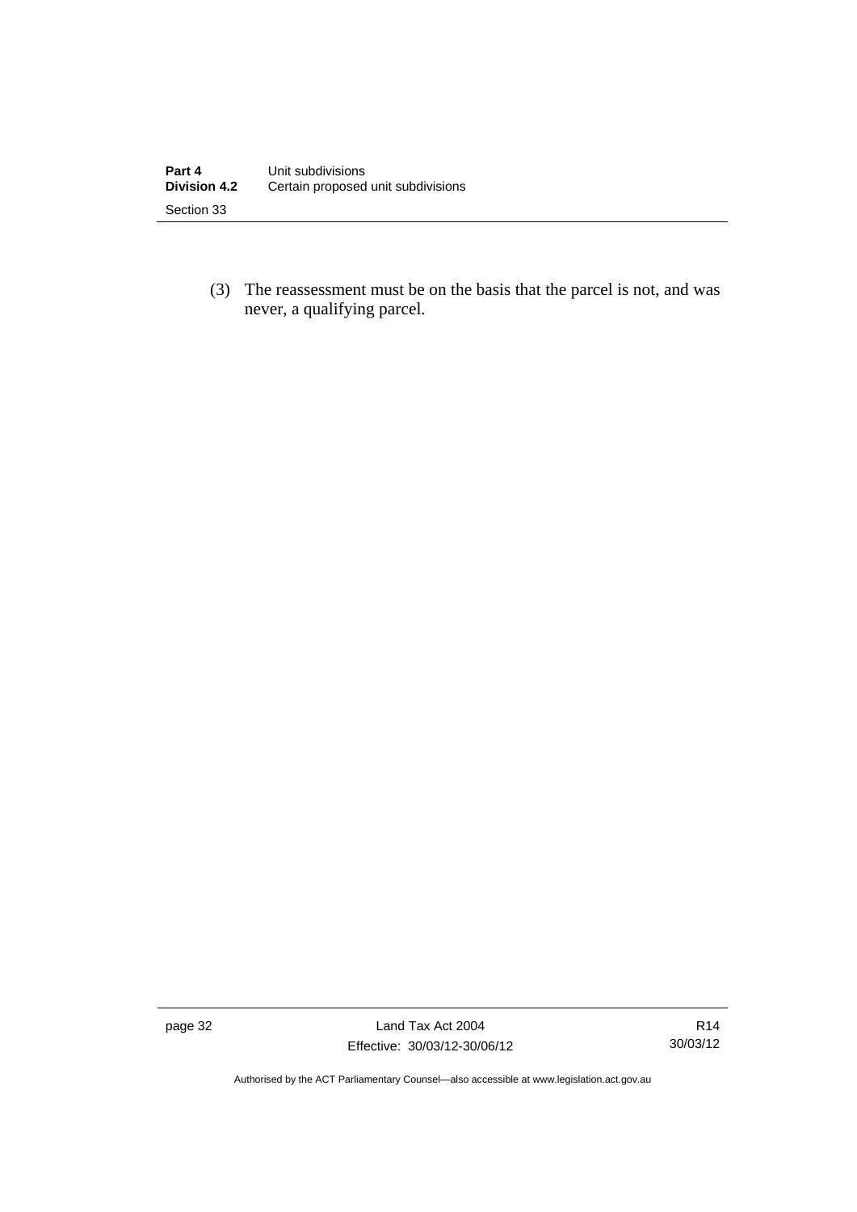(3) The reassessment must be on the basis that the parcel is not, and was never, a qualifying parcel.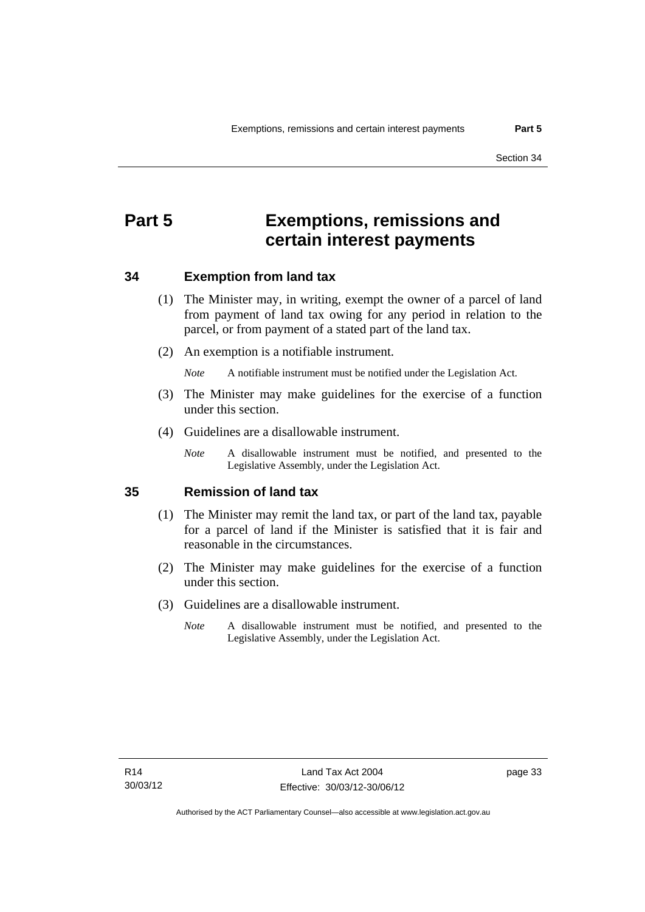# Part 5 Exemptions, remissions and certain interest payments

## 34 Exemption from land tax

(1) The Minister may, in writing, exempt the owner of a parcel of land from payment of land tax owing for any period in relation to the parcel, or from payment of a stated part of the land tax.

(2) An exemption is a notifiable instrument.

*Note* A notifiable instrument must be notified under the Legislation Act.

(3) The Minister may make guidelines for the exercise of a function under this section.

(4) Guidelines are a disallowable instrument.

*Note* A disallowable instrument must be notified, and presented to the Legislative Assembly, under the Legislation Act.

## 35 Remission of land tax

(1) The Minister may remit the land tax, or part of the land tax, payable for a parcel of land if the Minister is satisfied that it is fair and reasonable in the circumstances.

(2) The Minister may make guidelines for the exercise of a function under this section.

(3) Guidelines are a disallowable instrument.

*Note* A disallowable instrument must be notified, and presented to the Legislative Assembly, under the Legislation Act.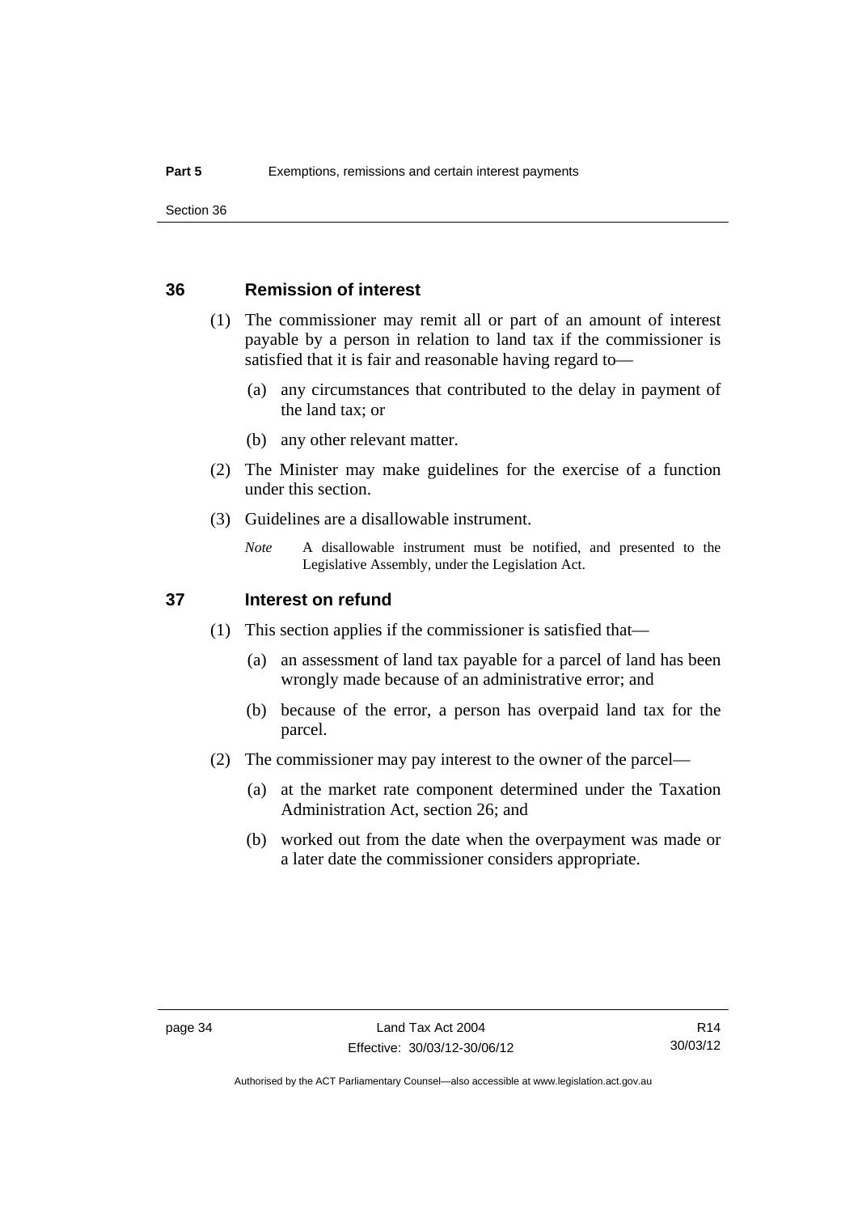## 36 Remission of interest

(1) The commissioner may remit all or part of an amount of interest payable by a person in relation to land tax if the commissioner is satisfied that it is fair and reasonable having regard to—

(a) any circumstances that contributed to the delay in payment of the land tax; or

(b) any other relevant matter.

(2) The Minister may make guidelines for the exercise of a function under this section.

(3) Guidelines are a disallowable instrument.

*Note* A disallowable instrument must be notified, and presented to the Legislative Assembly, under the Legislation Act.

## 37 Interest on refund

(1) This section applies if the commissioner is satisfied that—

(a) an assessment of land tax payable for a parcel of land has been wrongly made because of an administrative error; and

(b) because of the error, a person has overpaid land tax for the parcel.

(2) The commissioner may pay interest to the owner of the parcel—

(a) at the market rate component determined under the Taxation Administration Act, section 26; and

(b) worked out from the date when the overpayment was made or a later date the commissioner considers appropriate.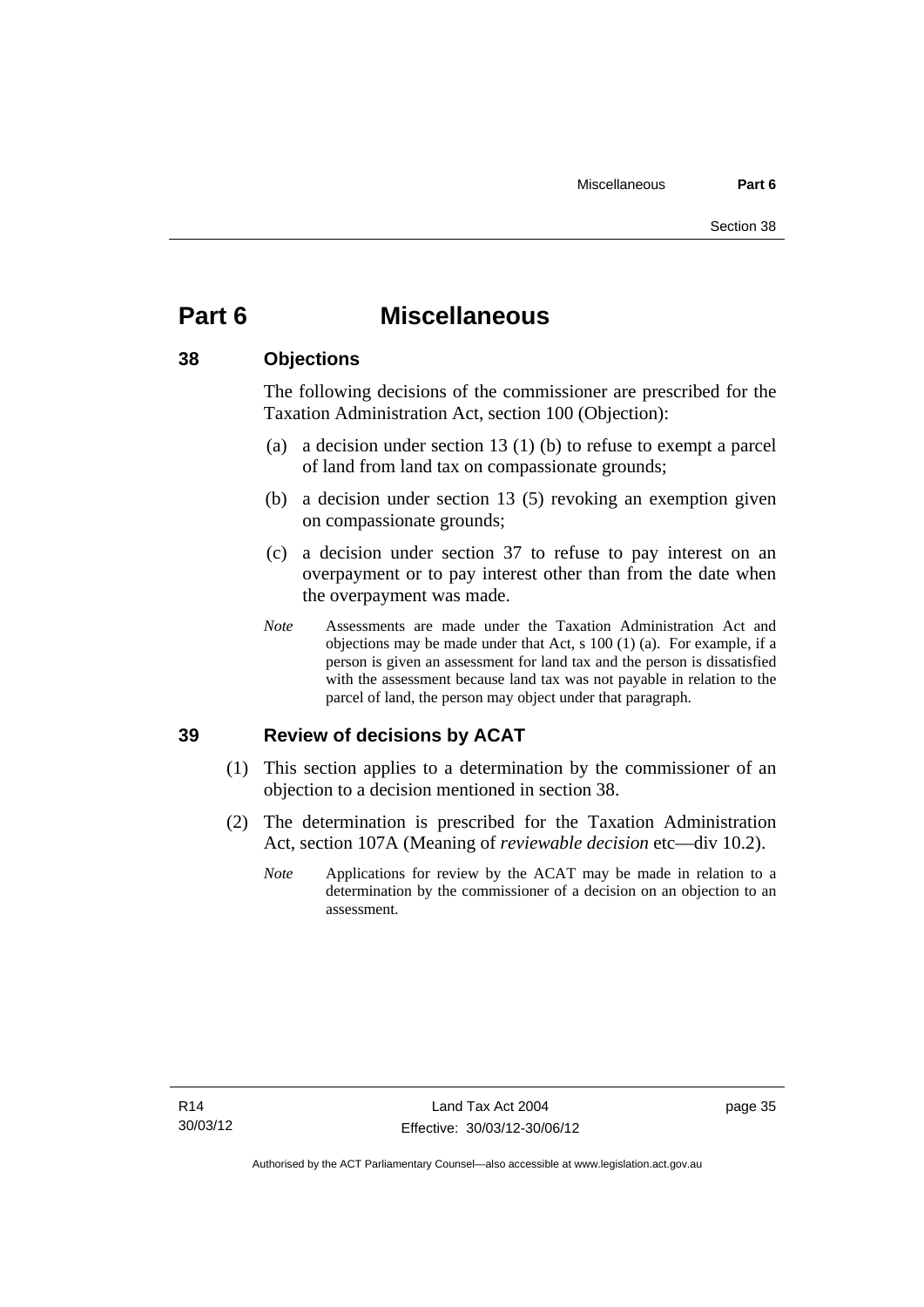# Part 6 Miscellaneous

## 38 Objections

The following decisions of the commissioner are prescribed for the Taxation Administration Act, section 100 (Objection):

(a) a decision under section 13 (1) (b) to refuse to exempt a parcel of land from land tax on compassionate grounds;

(b) a decision under section 13 (5) revoking an exemption given on compassionate grounds;

(c) a decision under section 37 to refuse to pay interest on an overpayment or to pay interest other than from the date when the overpayment was made.

*Note* Assessments are made under the Taxation Administration Act and objections may be made under that Act, s 100 (1) (a). For example, if a person is given an assessment for land tax and the person is dissatisfied with the assessment because land tax was not payable in relation to the parcel of land, the person may object under that paragraph.

## 39 Review of decisions by ACAT

(1) This section applies to a determination by the commissioner of an objection to a decision mentioned in section 38.

(2) The determination is prescribed for the Taxation Administration Act, section 107A (Meaning of *reviewable decision* etc—div 10.2).

*Note* Applications for review by the ACAT may be made in relation to a determination by the commissioner of a decision on an objection to an assessment.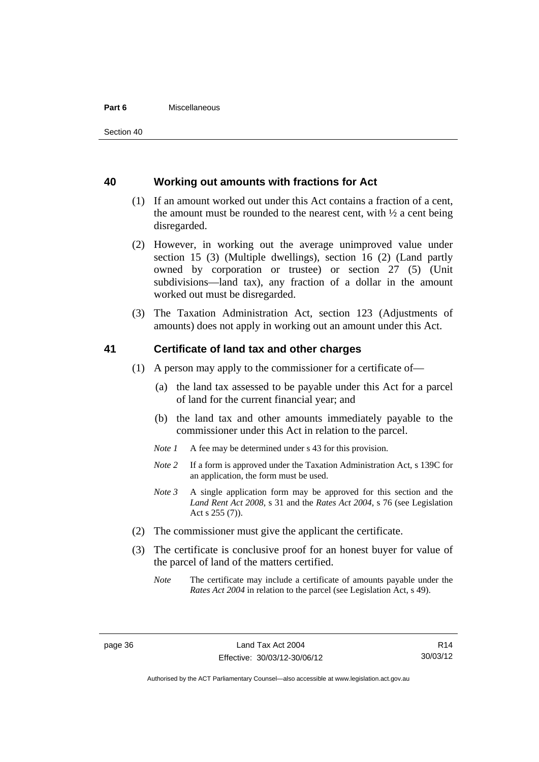## 40 Working out amounts with fractions for Act

(1) If an amount worked out under this Act contains a fraction of a cent, the amount must be rounded to the nearest cent, with ½ a cent being disregarded.

(2) However, in working out the average unimproved value under section 15 (3) (Multiple dwellings), section 16 (2) (Land partly owned by corporation or trustee) or section 27 (5) (Unit subdivisions—land tax), any fraction of a dollar in the amount worked out must be disregarded.

(3) The Taxation Administration Act, section 123 (Adjustments of amounts) does not apply in working out an amount under this Act.

## 41 Certificate of land tax and other charges

(1) A person may apply to the commissioner for a certificate of—

(a) the land tax assessed to be payable under this Act for a parcel of land for the current financial year; and

(b) the land tax and other amounts immediately payable to the commissioner under this Act in relation to the parcel.

*Note 1* A fee may be determined under s 43 for this provision.

*Note 2* If a form is approved under the Taxation Administration Act, s 139C for an application, the form must be used.

*Note 3* A single application form may be approved for this section and the *Land Rent Act 2008*, s 31 and the *Rates Act 2004*, s 76 (see Legislation Act s 255 (7)).

(2) The commissioner must give the applicant the certificate.

(3) The certificate is conclusive proof for an honest buyer for value of the parcel of land of the matters certified.

*Note* The certificate may include a certificate of amounts payable under the *Rates Act 2004* in relation to the parcel (see Legislation Act, s 49).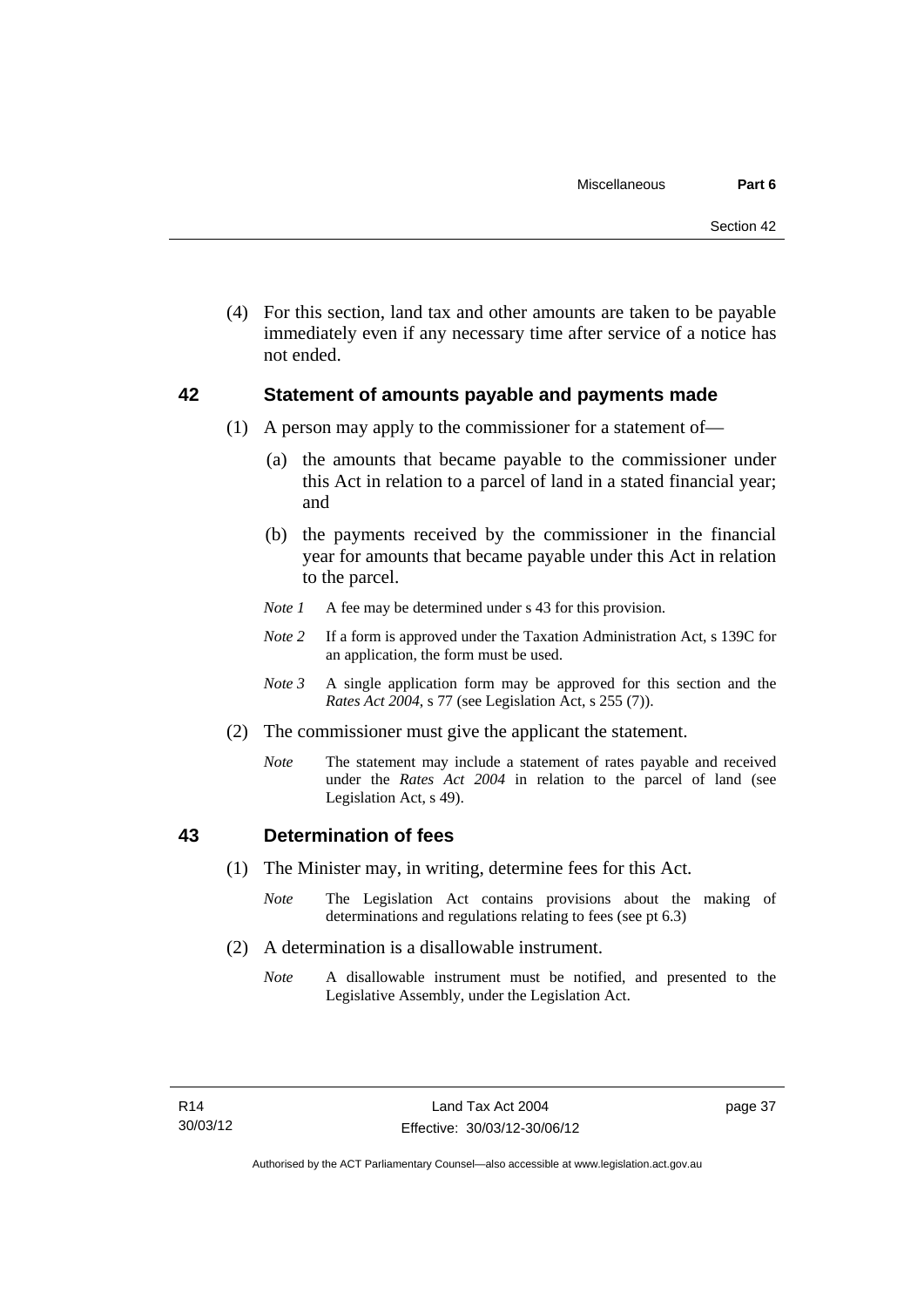(4) For this section, land tax and other amounts are taken to be payable immediately even if any necessary time after service of a notice has not ended.

## 42 Statement of amounts payable and payments made

(1) A person may apply to the commissioner for a statement of—

(a) the amounts that became payable to the commissioner under this Act in relation to a parcel of land in a stated financial year; and

(b) the payments received by the commissioner in the financial year for amounts that became payable under this Act in relation to the parcel.

*Note 1* A fee may be determined under s 43 for this provision.

*Note 2* If a form is approved under the Taxation Administration Act, s 139C for an application, the form must be used.

*Note 3* A single application form may be approved for this section and the *Rates Act 2004*, s 77 (see Legislation Act, s 255 (7)).

(2) The commissioner must give the applicant the statement.

*Note* The statement may include a statement of rates payable and received under the *Rates Act 2004* in relation to the parcel of land (see Legislation Act, s 49).

## 43 Determination of fees

(1) The Minister may, in writing, determine fees for this Act.

*Note* The Legislation Act contains provisions about the making of determinations and regulations relating to fees (see pt 6.3)

(2) A determination is a disallowable instrument.

*Note* A disallowable instrument must be notified, and presented to the Legislative Assembly, under the Legislation Act.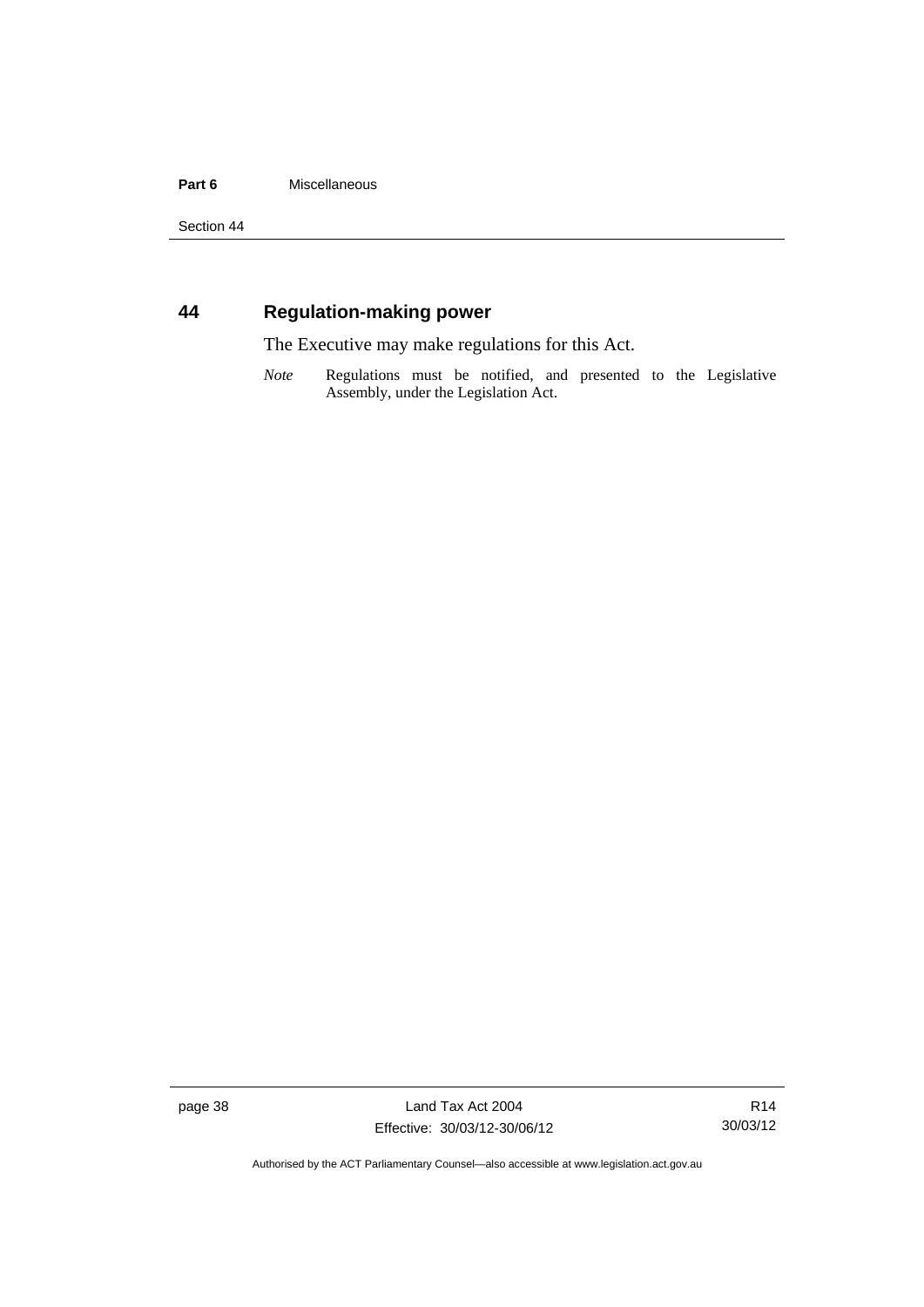## 44 Regulation-making power

The Executive may make regulations for this Act.

*Note* Regulations must be notified, and presented to the Legislative Assembly, under the Legislation Act.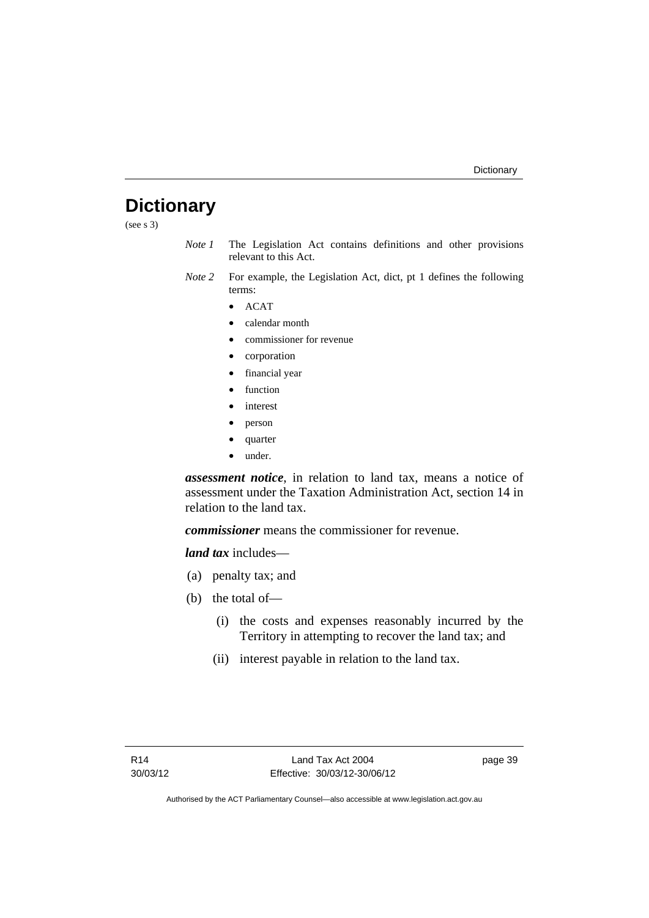# Dictionary

(see s 3)

*Note 1* The Legislation Act contains definitions and other provisions relevant to this Act.

*Note 2* For example, the Legislation Act, dict, pt 1 defines the following terms:

- ACAT
- calendar month
- commissioner for revenue
- corporation
- financial year
- function
- interest
- person
- quarter
- under.

***assessment notice***, in relation to land tax, means a notice of assessment under the Taxation Administration Act, section 14 in relation to the land tax.

***commissioner*** means the commissioner for revenue.

***land tax*** includes—

(a) penalty tax; and

(b) the total of—

(i) the costs and expenses reasonably incurred by the Territory in attempting to recover the land tax; and

(ii) interest payable in relation to the land tax.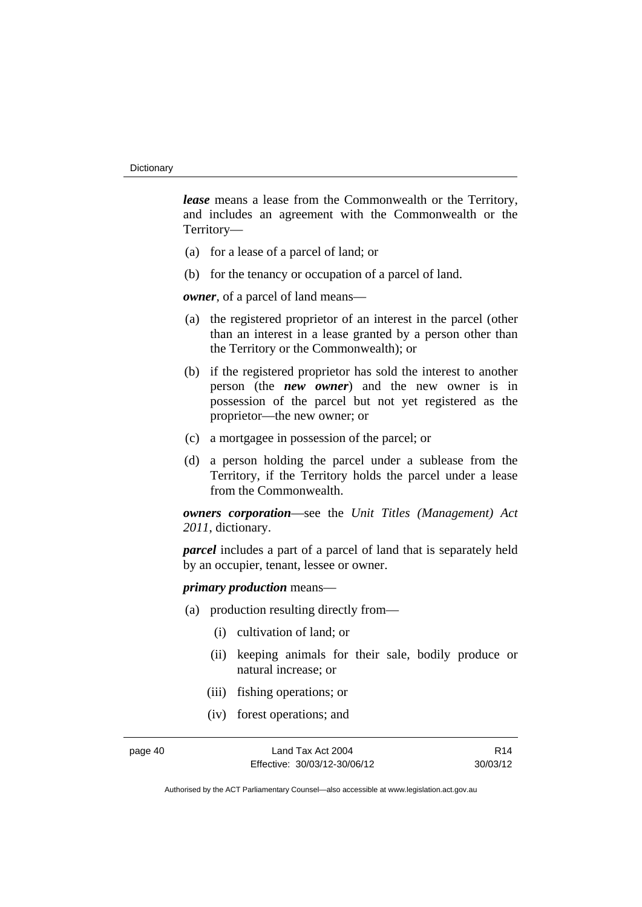***lease*** means a lease from the Commonwealth or the Territory, and includes an agreement with the Commonwealth or the Territory—

(a) for a lease of a parcel of land; or

(b) for the tenancy or occupation of a parcel of land.

***owner***, of a parcel of land means—

(a) the registered proprietor of an interest in the parcel (other than an interest in a lease granted by a person other than the Territory or the Commonwealth); or

(b) if the registered proprietor has sold the interest to another person (the ***new owner***) and the new owner is in possession of the parcel but not yet registered as the proprietor—the new owner; or

(c) a mortgagee in possession of the parcel; or

(d) a person holding the parcel under a sublease from the Territory, if the Territory holds the parcel under a lease from the Commonwealth.

***owners corporation***—see the *Unit Titles (Management) Act 2011*, dictionary.

***parcel*** includes a part of a parcel of land that is separately held by an occupier, tenant, lessee or owner.

***primary production*** means—

(a) production resulting directly from—

  (i) cultivation of land; or

  (ii) keeping animals for their sale, bodily produce or natural increase; or

  (iii) fishing operations; or

  (iv) forest operations; and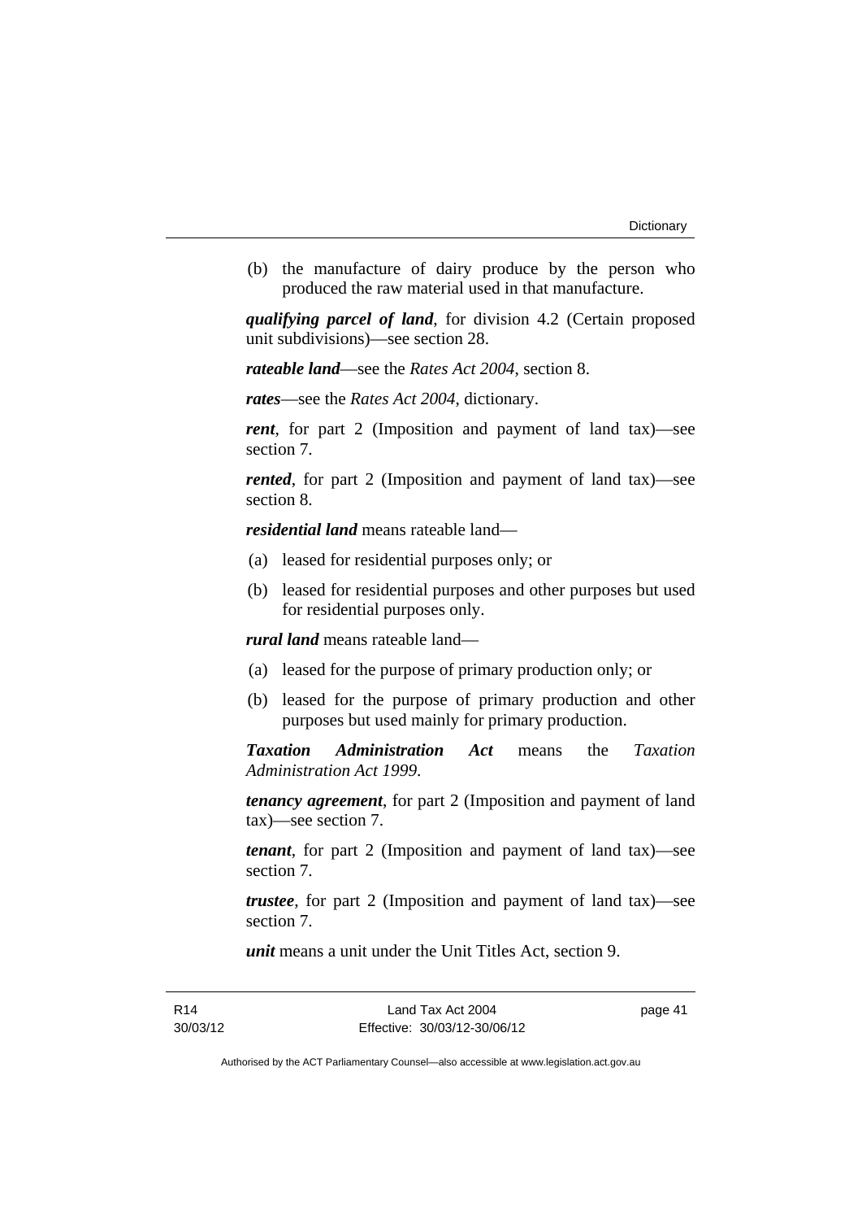(b) the manufacture of dairy produce by the person who produced the raw material used in that manufacture.

***qualifying parcel of land***, for division 4.2 (Certain proposed unit subdivisions)—see section 28.

***rateable land***—see the *Rates Act 2004*, section 8.

***rates***—see the *Rates Act 2004*, dictionary.

***rent***, for part 2 (Imposition and payment of land tax)—see section 7.

***rented***, for part 2 (Imposition and payment of land tax)—see section 8.

***residential land*** means rateable land—

(a) leased for residential purposes only; or

(b) leased for residential purposes and other purposes but used for residential purposes only.

***rural land*** means rateable land—

(a) leased for the purpose of primary production only; or

(b) leased for the purpose of primary production and other purposes but used mainly for primary production.

***Taxation Administration Act*** means the *Taxation Administration Act 1999*.

***tenancy agreement***, for part 2 (Imposition and payment of land tax)—see section 7.

***tenant***, for part 2 (Imposition and payment of land tax)—see section 7.

***trustee***, for part 2 (Imposition and payment of land tax)—see section 7.

***unit*** means a unit under the Unit Titles Act, section 9.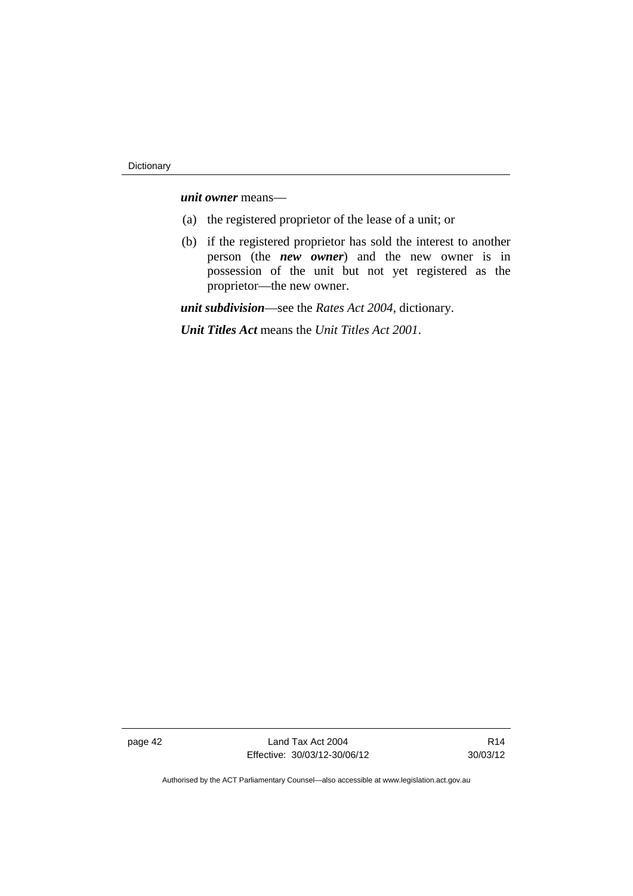***unit owner*** means—

(a) the registered proprietor of the lease of a unit; or

(b) if the registered proprietor has sold the interest to another person (the ***new owner***) and the new owner is in possession of the unit but not yet registered as the proprietor—the new owner.

***unit subdivision***—see the *Rates Act 2004*, dictionary.

***Unit Titles Act*** means the *Unit Titles Act 2001*.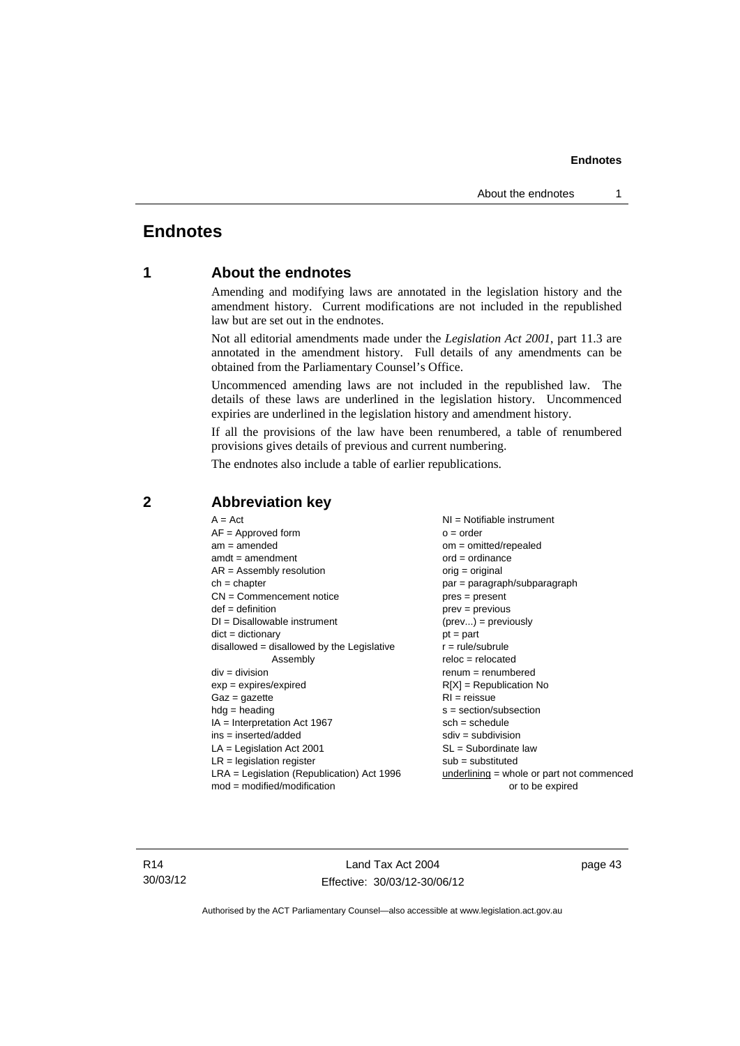# Endnotes

## 1 About the endnotes

Amending and modifying laws are annotated in the legislation history and the amendment history. Current modifications are not included in the republished law but are set out in the endnotes.

Not all editorial amendments made under the *Legislation Act 2001*, part 11.3 are annotated in the amendment history. Full details of any amendments can be obtained from the Parliamentary Counsel's Office.

Uncommenced amending laws are not included in the republished law. The details of these laws are underlined in the legislation history. Uncommenced expiries are underlined in the legislation history and amendment history.

If all the provisions of the law have been renumbered, a table of renumbered provisions gives details of previous and current numbering.

The endnotes also include a table of earlier republications.

## 2 Abbreviation key

A = Act
AF = Approved form
am = amended
amdt = amendment
AR = Assembly resolution
ch = chapter
CN = Commencement notice
def = definition
DI = Disallowable instrument
dict = dictionary
disallowed = disallowed by the Legislative Assembly
div = division
exp = expires/expired
Gaz = gazette
hdg = heading
IA = Interpretation Act 1967
ins = inserted/added
LA = Legislation Act 2001
LR = legislation register
LRA = Legislation (Republication) Act 1996
mod = modified/modification
NI = Notifiable instrument
o = order
om = omitted/repealed
ord = ordinance
orig = original
par = paragraph/subparagraph
pres = present
prev = previous
(prev...) = previously
pt = part
r = rule/subrule
reloc = relocated
renum = renumbered
R[X] = Republication No
RI = reissue
s = section/subsection
sch = schedule
sdiv = subdivision
SL = Subordinate law
sub = substituted
underlining = whole or part not commenced or to be expired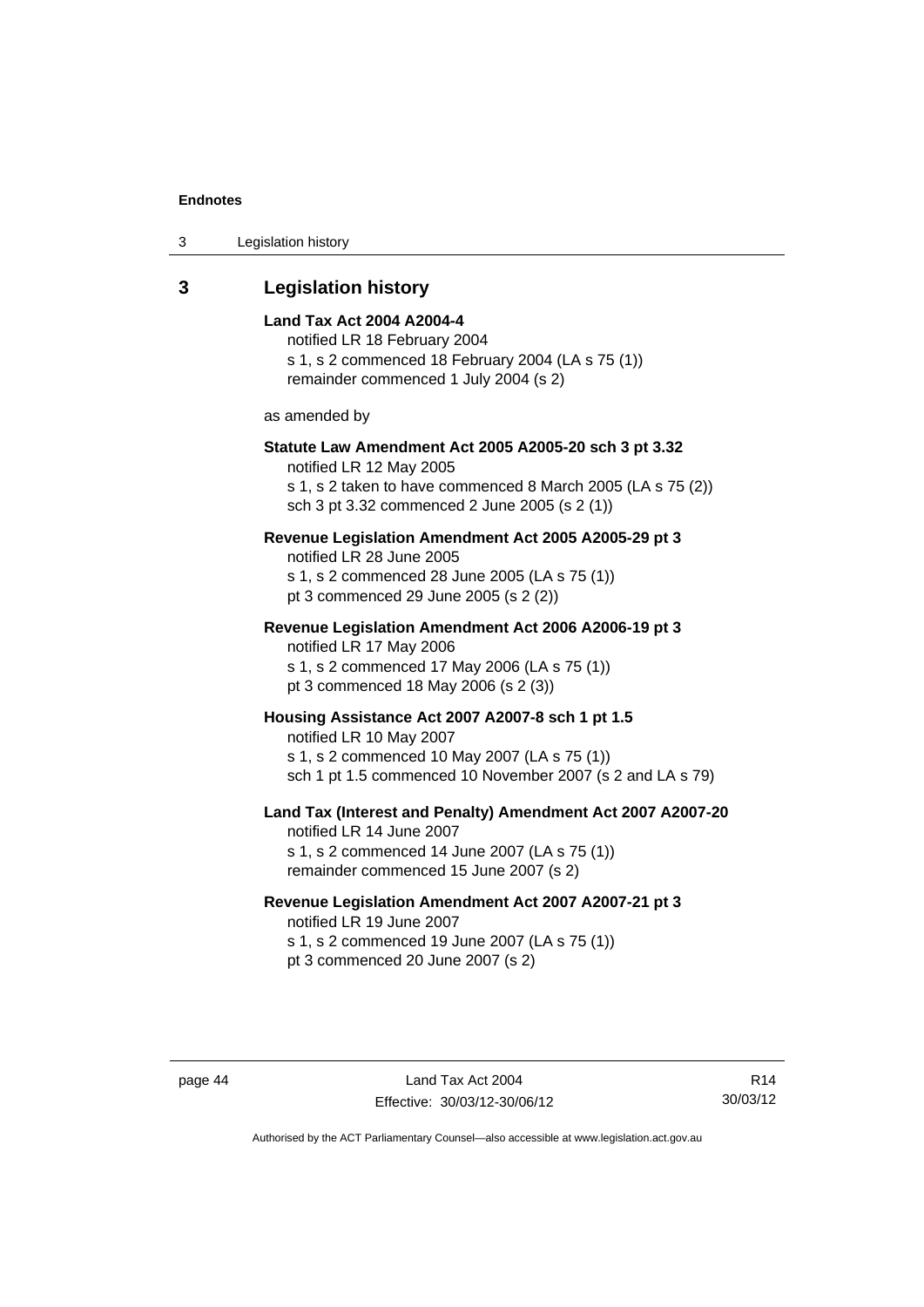## 3 Legislation history

**Land Tax Act 2004 A2004-4**
notified LR 18 February 2004
s 1, s 2 commenced 18 February 2004 (LA s 75 (1))
remainder commenced 1 July 2004 (s 2)

as amended by

**Statute Law Amendment Act 2005 A2005-20 sch 3 pt 3.32**
notified LR 12 May 2005
s 1, s 2 taken to have commenced 8 March 2005 (LA s 75 (2))
sch 3 pt 3.32 commenced 2 June 2005 (s 2 (1))

**Revenue Legislation Amendment Act 2005 A2005-29 pt 3**
notified LR 28 June 2005
s 1, s 2 commenced 28 June 2005 (LA s 75 (1))
pt 3 commenced 29 June 2005 (s 2 (2))

**Revenue Legislation Amendment Act 2006 A2006-19 pt 3**
notified LR 17 May 2006
s 1, s 2 commenced 17 May 2006 (LA s 75 (1))
pt 3 commenced 18 May 2006 (s 2 (3))

**Housing Assistance Act 2007 A2007-8 sch 1 pt 1.5**
notified LR 10 May 2007
s 1, s 2 commenced 10 May 2007 (LA s 75 (1))
sch 1 pt 1.5 commenced 10 November 2007 (s 2 and LA s 79)

**Land Tax (Interest and Penalty) Amendment Act 2007 A2007-20**
notified LR 14 June 2007
s 1, s 2 commenced 14 June 2007 (LA s 75 (1))
remainder commenced 15 June 2007 (s 2)

**Revenue Legislation Amendment Act 2007 A2007-21 pt 3**
notified LR 19 June 2007
s 1, s 2 commenced 19 June 2007 (LA s 75 (1))
pt 3 commenced 20 June 2007 (s 2)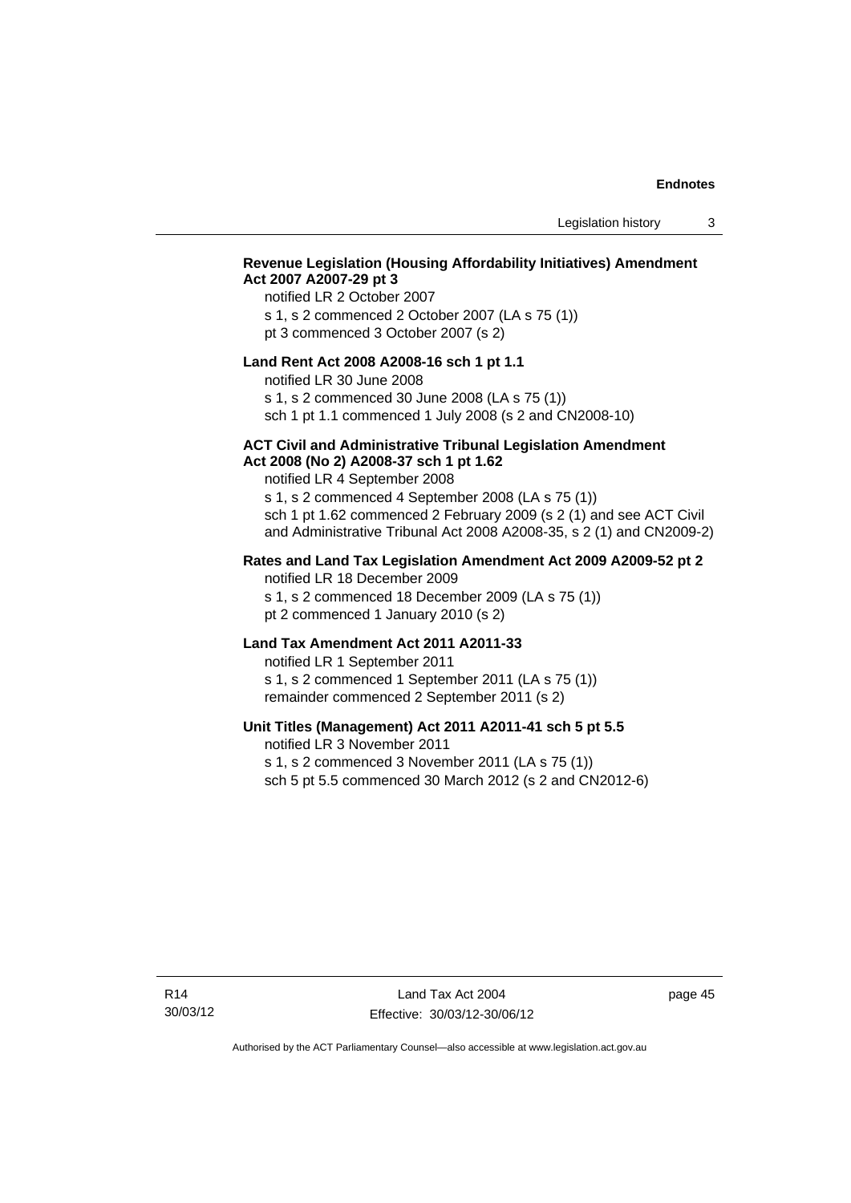**Revenue Legislation (Housing Affordability Initiatives) Amendment Act 2007 A2007-29 pt 3**

notified LR 2 October 2007
s 1, s 2 commenced 2 October 2007 (LA s 75 (1))
pt 3 commenced 3 October 2007 (s 2)

**Land Rent Act 2008 A2008-16 sch 1 pt 1.1**

notified LR 30 June 2008
s 1, s 2 commenced 30 June 2008 (LA s 75 (1))
sch 1 pt 1.1 commenced 1 July 2008 (s 2 and CN2008-10)

**ACT Civil and Administrative Tribunal Legislation Amendment Act 2008 (No 2) A2008-37 sch 1 pt 1.62**

notified LR 4 September 2008
s 1, s 2 commenced 4 September 2008 (LA s 75 (1))
sch 1 pt 1.62 commenced 2 February 2009 (s 2 (1) and see ACT Civil and Administrative Tribunal Act 2008 A2008-35, s 2 (1) and CN2009-2)

**Rates and Land Tax Legislation Amendment Act 2009 A2009-52 pt 2**

notified LR 18 December 2009
s 1, s 2 commenced 18 December 2009 (LA s 75 (1))
pt 2 commenced 1 January 2010 (s 2)

**Land Tax Amendment Act 2011 A2011-33**

notified LR 1 September 2011
s 1, s 2 commenced 1 September 2011 (LA s 75 (1))
remainder commenced 2 September 2011 (s 2)

**Unit Titles (Management) Act 2011 A2011-41 sch 5 pt 5.5**

notified LR 3 November 2011
s 1, s 2 commenced 3 November 2011 (LA s 75 (1))
sch 5 pt 5.5 commenced 30 March 2012 (s 2 and CN2012-6)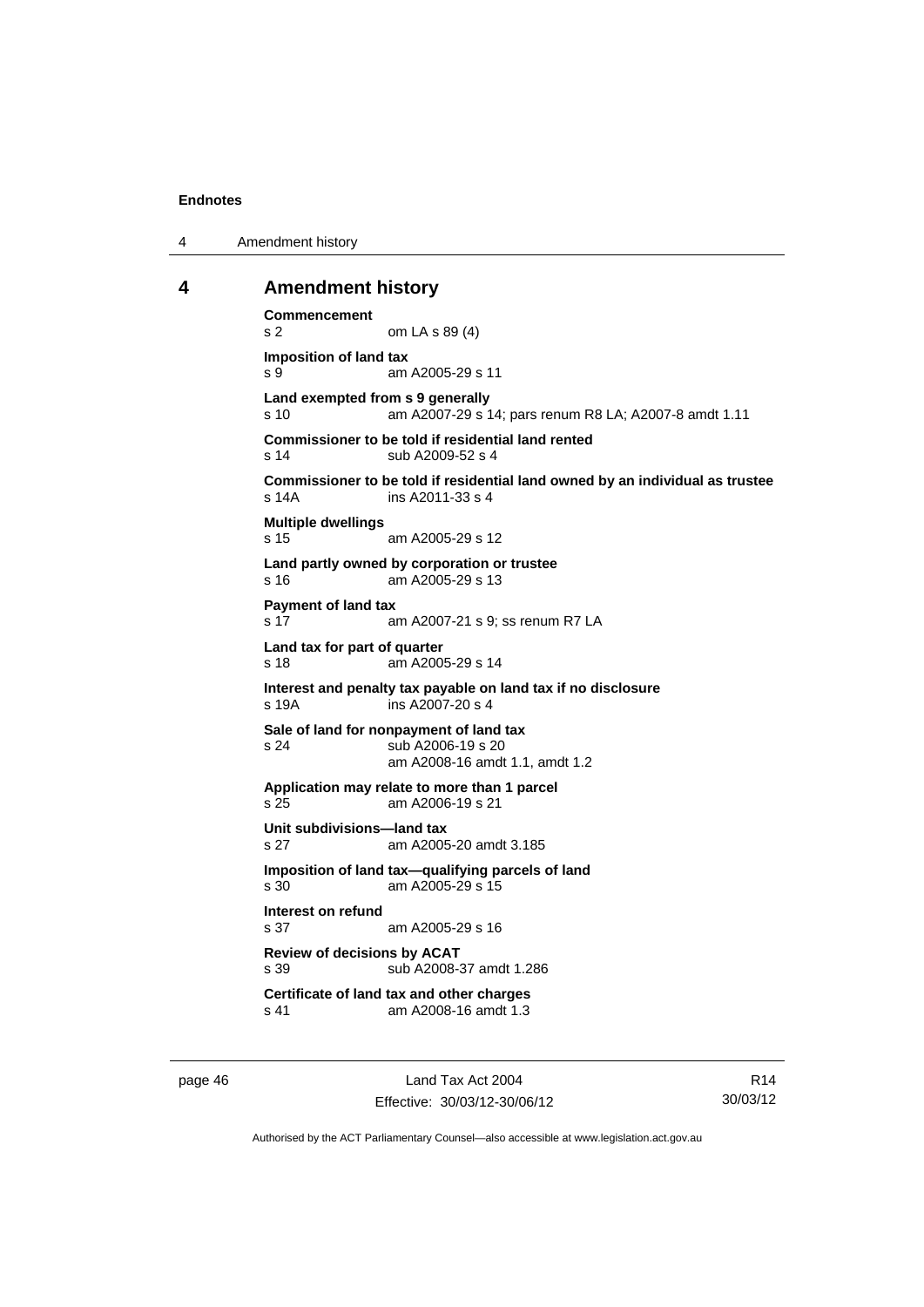## 4 Amendment history

**Commencement**
s 2 om LA s 89 (4)

**Imposition of land tax**
s 9 am A2005-29 s 11

**Land exempted from s 9 generally**
s 10 am A2007-29 s 14; pars renum R8 LA; A2007-8 amdt 1.11

**Commissioner to be told if residential land rented**
s 14 sub A2009-52 s 4

**Commissioner to be told if residential land owned by an individual as trustee**
s 14A ins A2011-33 s 4

**Multiple dwellings**
s 15 am A2005-29 s 12

**Land partly owned by corporation or trustee**
s 16 am A2005-29 s 13

**Payment of land tax**
s 17 am A2007-21 s 9; ss renum R7 LA

**Land tax for part of quarter**
s 18 am A2005-29 s 14

**Interest and penalty tax payable on land tax if no disclosure**
s 19A ins A2007-20 s 4

**Sale of land for nonpayment of land tax**
s 24 sub A2006-19 s 20
am A2008-16 amdt 1.1, amdt 1.2

**Application may relate to more than 1 parcel**
s 25 am A2006-19 s 21

**Unit subdivisions—land tax**
s 27 am A2005-20 amdt 3.185

**Imposition of land tax—qualifying parcels of land**
s 30 am A2005-29 s 15

**Interest on refund**
s 37 am A2005-29 s 16

**Review of decisions by ACAT**
s 39 sub A2008-37 amdt 1.286

**Certificate of land tax and other charges**
s 41 am A2008-16 amdt 1.3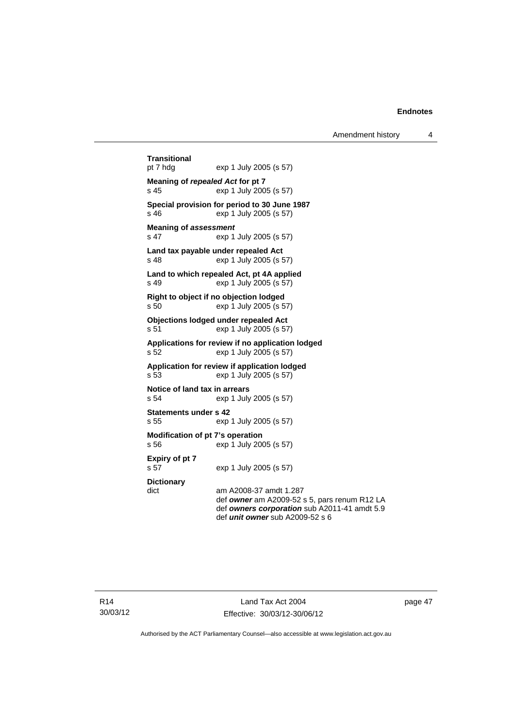**Transitional**
pt 7 hdg exp 1 July 2005 (s 57)

**Meaning of *repealed Act* for pt 7**
s 45 exp 1 July 2005 (s 57)

**Special provision for period to 30 June 1987**
s 46 exp 1 July 2005 (s 57)

**Meaning of *assessment***
s 47 exp 1 July 2005 (s 57)

**Land tax payable under repealed Act**
s 48 exp 1 July 2005 (s 57)

**Land to which repealed Act, pt 4A applied**
s 49 exp 1 July 2005 (s 57)

**Right to object if no objection lodged**
s 50 exp 1 July 2005 (s 57)

**Objections lodged under repealed Act**
s 51 exp 1 July 2005 (s 57)

**Applications for review if no application lodged**
s 52 exp 1 July 2005 (s 57)

**Application for review if application lodged**
s 53 exp 1 July 2005 (s 57)

**Notice of land tax in arrears**
s 54 exp 1 July 2005 (s 57)

**Statements under s 42**
s 55 exp 1 July 2005 (s 57)

**Modification of pt 7's operation**
s 56 exp 1 July 2005 (s 57)

**Expiry of pt 7**
s 57 exp 1 July 2005 (s 57)

**Dictionary**
dict am A2008-37 amdt 1.287
def ***owner*** am A2009-52 s 5, pars renum R12 LA
def ***owners corporation*** sub A2011-41 amdt 5.9
def ***unit owner*** sub A2009-52 s 6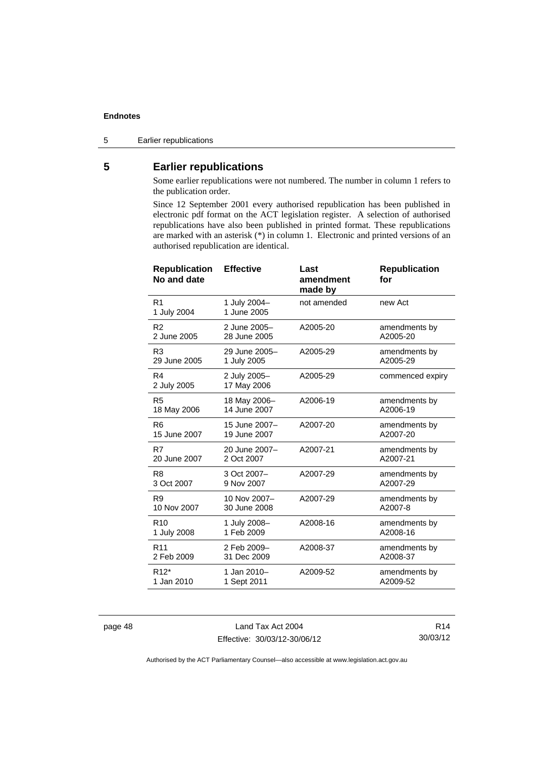## 5 Earlier republications

Some earlier republications were not numbered. The number in column 1 refers to the publication order.

Since 12 September 2001 every authorised republication has been published in electronic pdf format on the ACT legislation register. A selection of authorised republications have also been published in printed format. These republications are marked with an asterisk (*) in column 1. Electronic and printed versions of an authorised republication are identical.

| Republication No and date | Effective | Last amendment made by | Republication for |
|---|---|---|---|
| R1<br>1 July 2004 | 1 July 2004–<br>1 June 2005 | not amended | new Act |
| R2<br>2 June 2005 | 2 June 2005–<br>28 June 2005 | A2005-20 | amendments by A2005-20 |
| R3<br>29 June 2005 | 29 June 2005–<br>1 July 2005 | A2005-29 | amendments by A2005-29 |
| R4<br>2 July 2005 | 2 July 2005–<br>17 May 2006 | A2005-29 | commenced expiry |
| R5<br>18 May 2006 | 18 May 2006–<br>14 June 2007 | A2006-19 | amendments by A2006-19 |
| R6<br>15 June 2007 | 15 June 2007–<br>19 June 2007 | A2007-20 | amendments by A2007-20 |
| R7<br>20 June 2007 | 20 June 2007–<br>2 Oct 2007 | A2007-21 | amendments by A2007-21 |
| R8<br>3 Oct 2007 | 3 Oct 2007–<br>9 Nov 2007 | A2007-29 | amendments by A2007-29 |
| R9<br>10 Nov 2007 | 10 Nov 2007–<br>30 June 2008 | A2007-29 | amendments by A2007-8 |
| R10<br>1 July 2008 | 1 July 2008–<br>1 Feb 2009 | A2008-16 | amendments by A2008-16 |
| R11<br>2 Feb 2009 | 2 Feb 2009–<br>31 Dec 2009 | A2008-37 | amendments by A2008-37 |
| R12*<br>1 Jan 2010 | 1 Jan 2010–<br>1 Sept 2011 | A2009-52 | amendments by A2009-52 |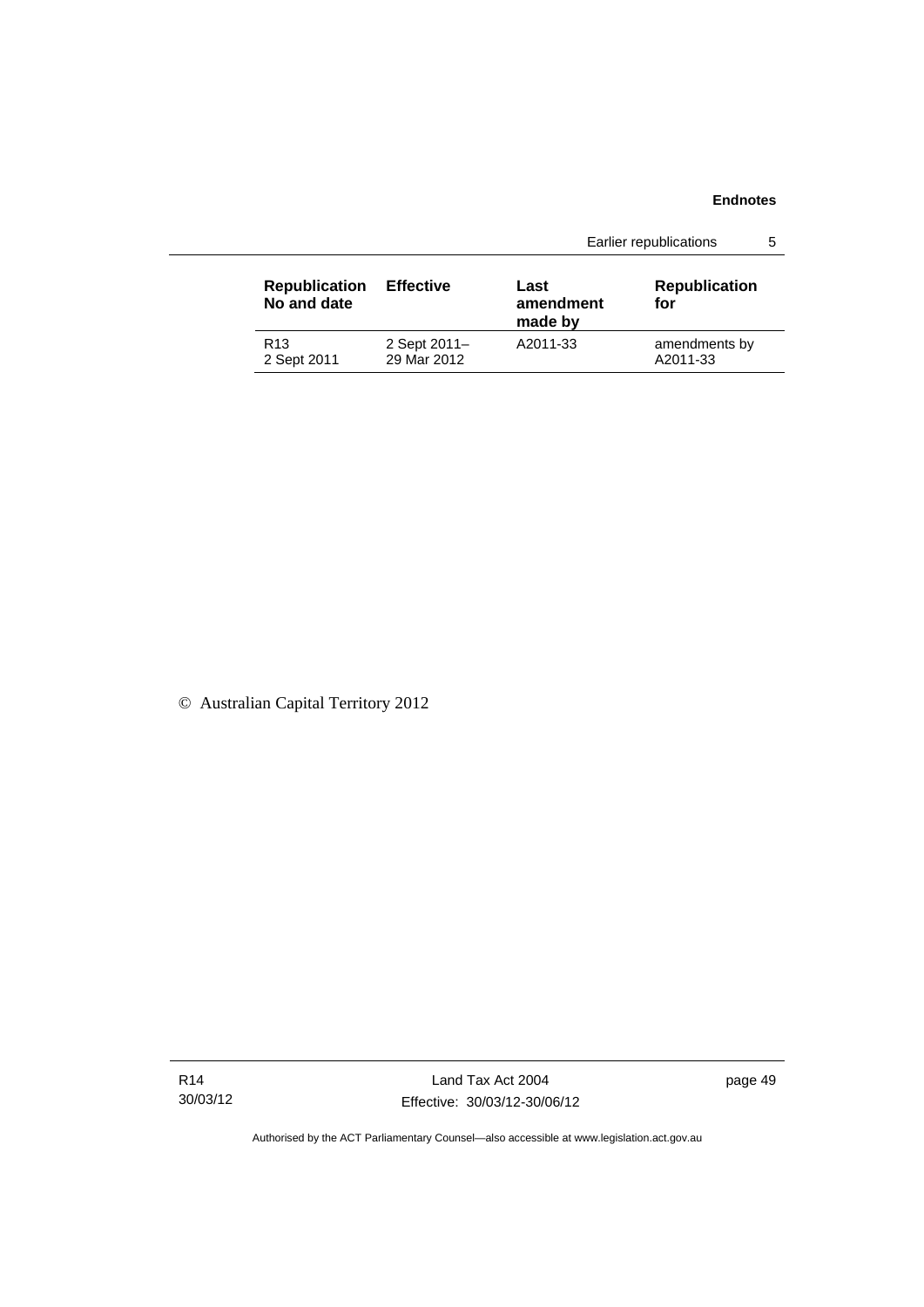| Republication No and date | Effective | Last amendment made by | Republication for |
|---|---|---|---|
| R13 2 Sept 2011 | 2 Sept 2011– 29 Mar 2012 | A2011-33 | amendments by A2011-33 |

© Australian Capital Territory 2012